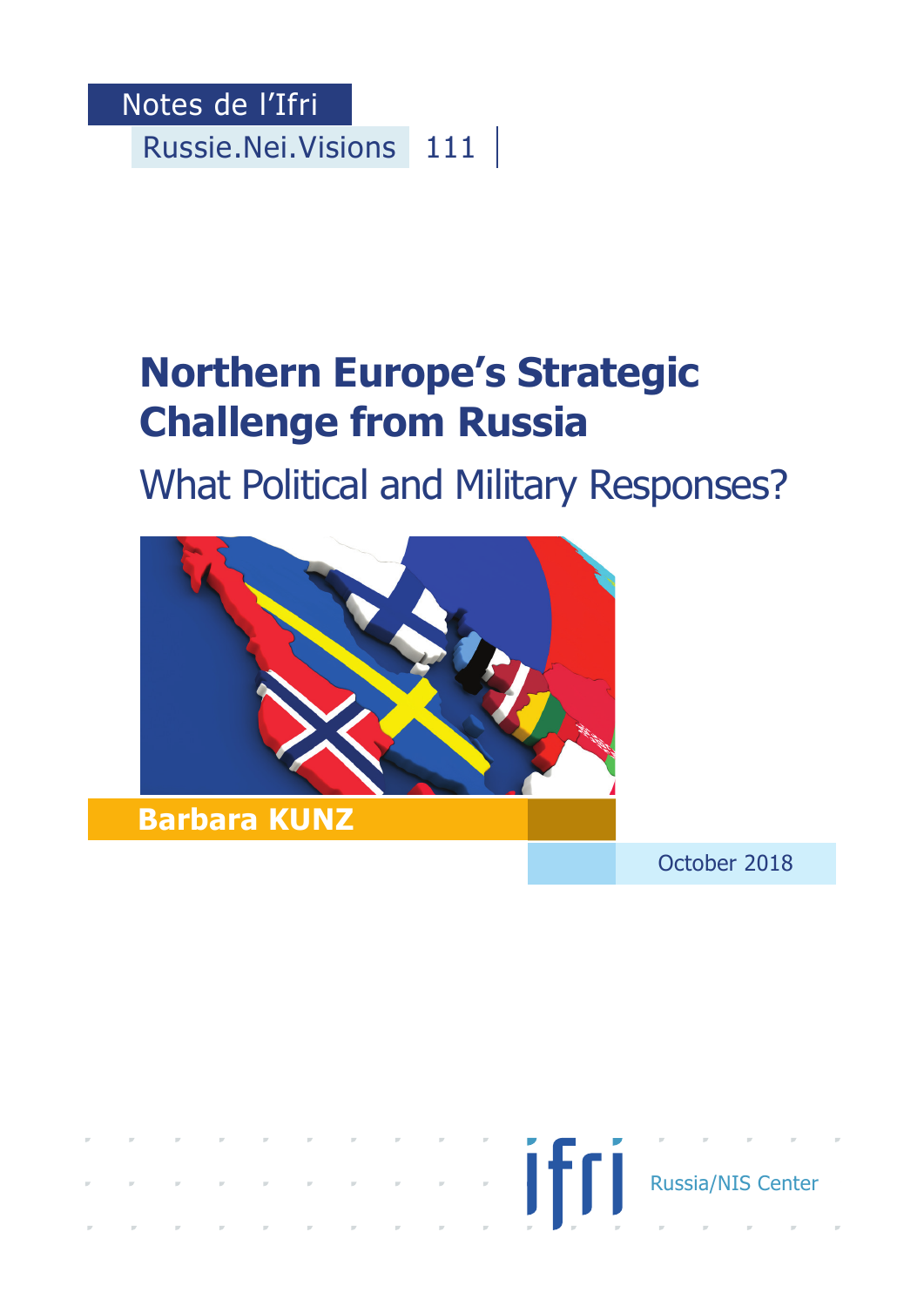Notes de l'Ifri

Russie.Nei.Visions 111

# Northern Europe's Strategic Challenge from Russia

## What Political and Military Responses?

**Barbara KUNZ**

October 2018

ifri Russia/NIS Center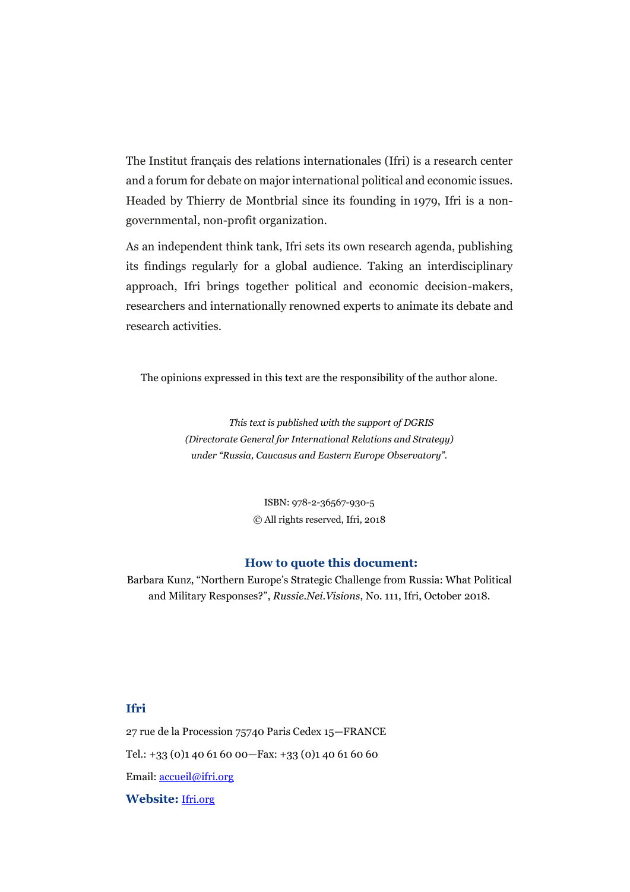The Institut français des relations internationales (Ifri) is a research center and a forum for debate on major international political and economic issues. Headed by Thierry de Montbrial since its founding in 1979, Ifri is a non-governmental, non-profit organization.

As an independent think tank, Ifri sets its own research agenda, publishing its findings regularly for a global audience. Taking an interdisciplinary approach, Ifri brings together political and economic decision-makers, researchers and internationally renowned experts to animate its debate and research activities.

The opinions expressed in this text are the responsibility of the author alone.

*This text is published with the support of DGRIS (Directorate General for International Relations and Strategy) under "Russia, Caucasus and Eastern Europe Observatory".*

ISBN: 978-2-36567-930-5
© All rights reserved, Ifri, 2018

**How to quote this document:**

Barbara Kunz, "Northern Europe's Strategic Challenge from Russia: What Political and Military Responses?", *Russie.Nei.Visions*, No. 111, Ifri, October 2018.

**Ifri**

27 rue de la Procession 75740 Paris Cedex 15—FRANCE

Tel.: +33 (0)1 40 61 60 00—Fax: +33 (0)1 40 61 60 60

Email: accueil@ifri.org

**Website:** Ifri.org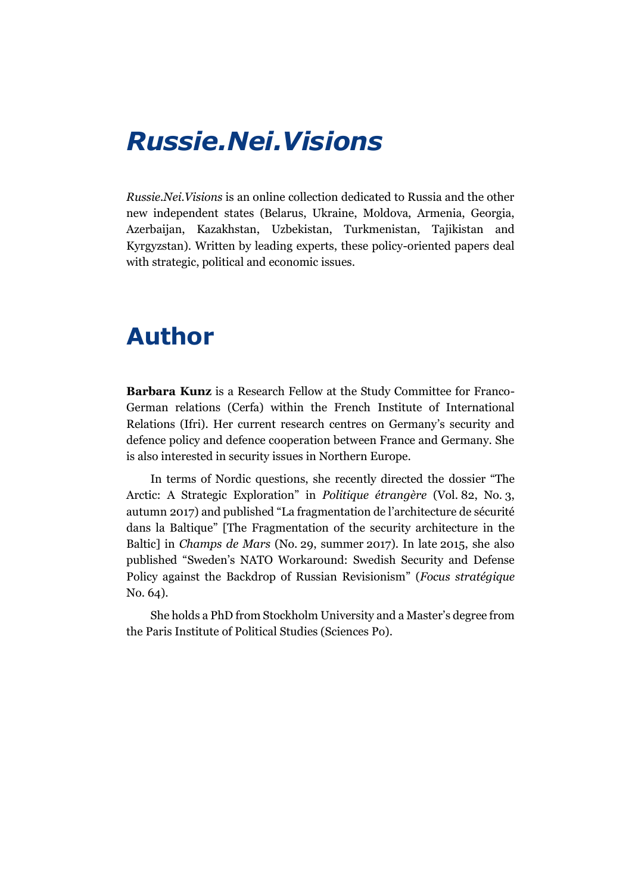# *Russie.Nei.Visions*

*Russie.Nei.Visions* is an online collection dedicated to Russia and the other new independent states (Belarus, Ukraine, Moldova, Armenia, Georgia, Azerbaijan, Kazakhstan, Uzbekistan, Turkmenistan, Tajikistan and Kyrgyzstan). Written by leading experts, these policy-oriented papers deal with strategic, political and economic issues.

# Author

**Barbara Kunz** is a Research Fellow at the Study Committee for Franco-German relations (Cerfa) within the French Institute of International Relations (Ifri). Her current research centres on Germany's security and defence policy and defence cooperation between France and Germany. She is also interested in security issues in Northern Europe.

In terms of Nordic questions, she recently directed the dossier "The Arctic: A Strategic Exploration" in *Politique étrangère* (Vol. 82, No. 3, autumn 2017) and published "La fragmentation de l'architecture de sécurité dans la Baltique" [The Fragmentation of the security architecture in the Baltic] in *Champs de Mars* (No. 29, summer 2017). In late 2015, she also published "Sweden's NATO Workaround: Swedish Security and Defense Policy against the Backdrop of Russian Revisionism" (*Focus stratégique* No. 64).

She holds a PhD from Stockholm University and a Master's degree from the Paris Institute of Political Studies (Sciences Po).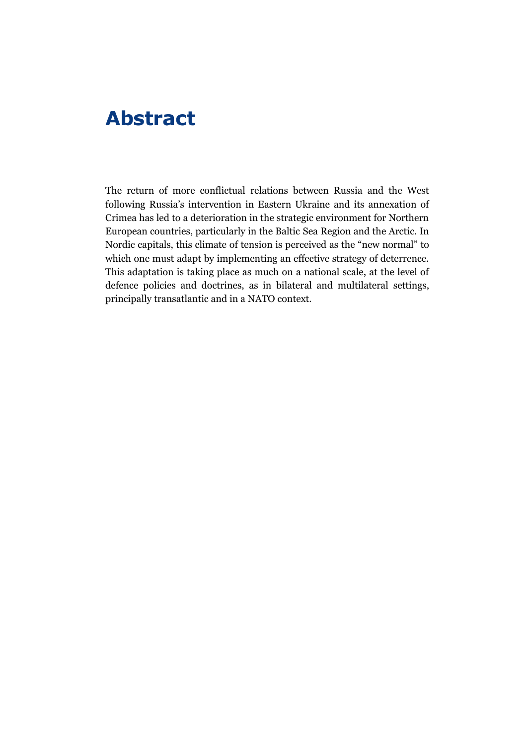# Abstract

The return of more conflictual relations between Russia and the West following Russia's intervention in Eastern Ukraine and its annexation of Crimea has led to a deterioration in the strategic environment for Northern European countries, particularly in the Baltic Sea Region and the Arctic. In Nordic capitals, this climate of tension is perceived as the "new normal" to which one must adapt by implementing an effective strategy of deterrence. This adaptation is taking place as much on a national scale, at the level of defence policies and doctrines, as in bilateral and multilateral settings, principally transatlantic and in a NATO context.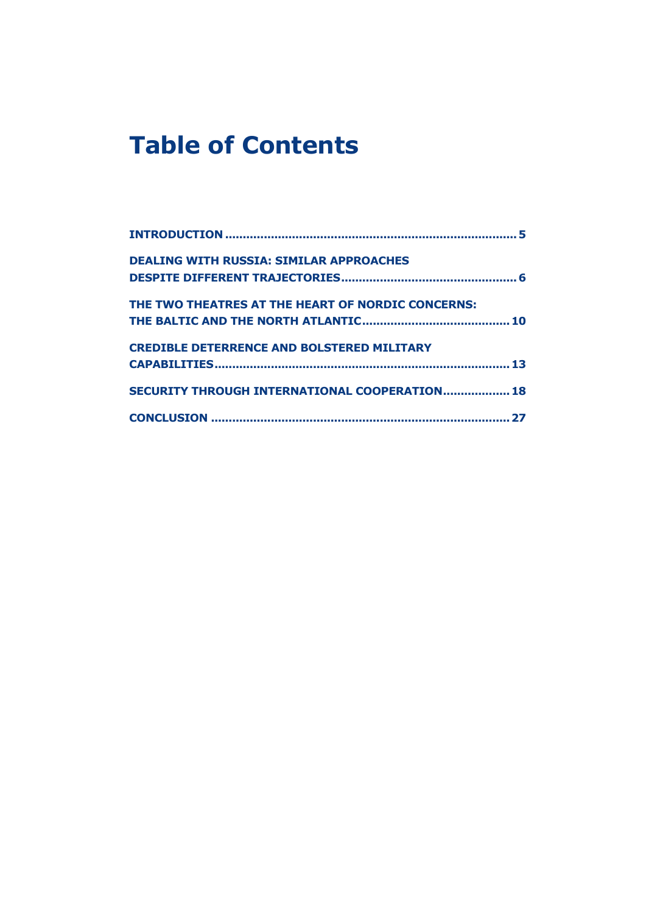# Table of Contents

INTRODUCTION ................................................................................ 5

DEALING WITH RUSSIA: SIMILAR APPROACHES DESPITE DIFFERENT TRAJECTORIES ................................................ 6

THE TWO THEATRES AT THE HEART OF NORDIC CONCERNS: THE BALTIC AND THE NORTH ATLANTIC ......................................... 10

CREDIBLE DETERRENCE AND BOLSTERED MILITARY CAPABILITIES ................................................................................. 13

SECURITY THROUGH INTERNATIONAL COOPERATION .................. 18

CONCLUSION .................................................................................. 27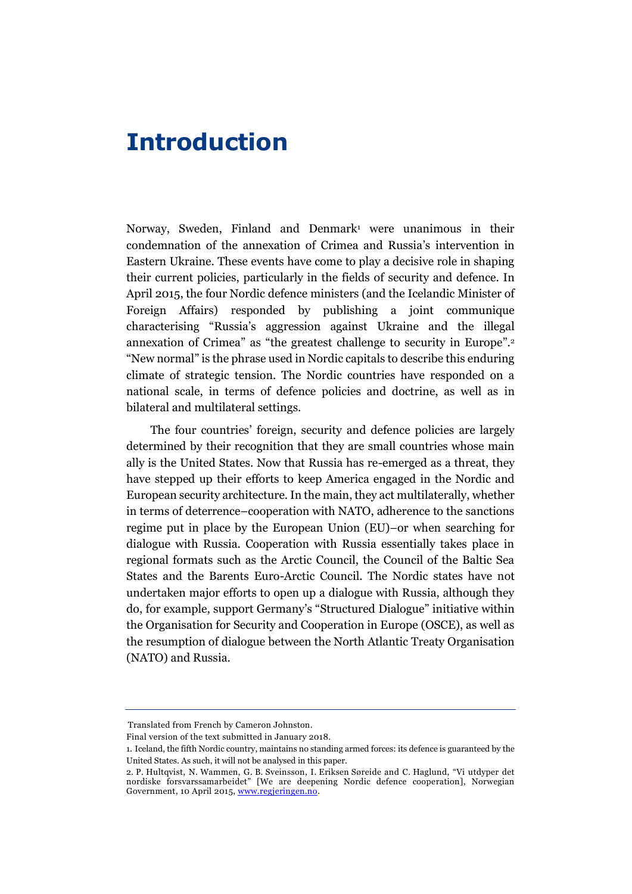# Introduction

Norway, Sweden, Finland and Denmark[1] were unanimous in their condemnation of the annexation of Crimea and Russia's intervention in Eastern Ukraine. These events have come to play a decisive role in shaping their current policies, particularly in the fields of security and defence. In April 2015, the four Nordic defence ministers (and the Icelandic Minister of Foreign Affairs) responded by publishing a joint communique characterising "Russia's aggression against Ukraine and the illegal annexation of Crimea" as "the greatest challenge to security in Europe".[2] "New normal" is the phrase used in Nordic capitals to describe this enduring climate of strategic tension. The Nordic countries have responded on a national scale, in terms of defence policies and doctrine, as well as in bilateral and multilateral settings.

The four countries' foreign, security and defence policies are largely determined by their recognition that they are small countries whose main ally is the United States. Now that Russia has re-emerged as a threat, they have stepped up their efforts to keep America engaged in the Nordic and European security architecture. In the main, they act multilaterally, whether in terms of deterrence–cooperation with NATO, adherence to the sanctions regime put in place by the European Union (EU)–or when searching for dialogue with Russia. Cooperation with Russia essentially takes place in regional formats such as the Arctic Council, the Council of the Baltic Sea States and the Barents Euro-Arctic Council. The Nordic states have not undertaken major efforts to open up a dialogue with Russia, although they do, for example, support Germany's "Structured Dialogue" initiative within the Organisation for Security and Cooperation in Europe (OSCE), as well as the resumption of dialogue between the North Atlantic Treaty Organisation (NATO) and Russia.

---

Translated from French by Cameron Johnston.

Final version of the text submitted in January 2018.

1. Iceland, the fifth Nordic country, maintains no standing armed forces: its defence is guaranteed by the United States. As such, it will not be analysed in this paper.

2. P. Hultqvist, N. Wammen, G. B. Sveinsson, I. Eriksen Søreide and C. Haglund, "Vi utdyper det nordiske forsvarssamarbeidet" [We are deepening Nordic defence cooperation], Norwegian Government, 10 April 2015, www.regjeringen.no.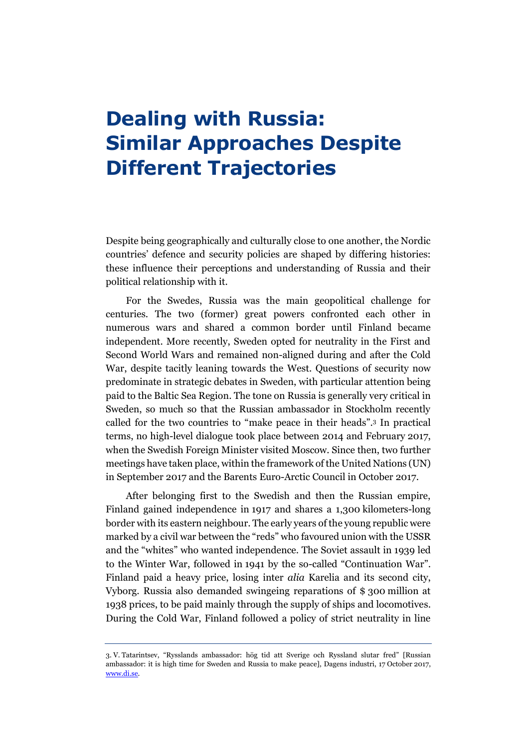# Dealing with Russia: Similar Approaches Despite Different Trajectories

Despite being geographically and culturally close to one another, the Nordic countries' defence and security policies are shaped by differing histories: these influence their perceptions and understanding of Russia and their political relationship with it.

For the Swedes, Russia was the main geopolitical challenge for centuries. The two (former) great powers confronted each other in numerous wars and shared a common border until Finland became independent. More recently, Sweden opted for neutrality in the First and Second World Wars and remained non-aligned during and after the Cold War, despite tacitly leaning towards the West. Questions of security now predominate in strategic debates in Sweden, with particular attention being paid to the Baltic Sea Region. The tone on Russia is generally very critical in Sweden, so much so that the Russian ambassador in Stockholm recently called for the two countries to "make peace in their heads".[3] In practical terms, no high-level dialogue took place between 2014 and February 2017, when the Swedish Foreign Minister visited Moscow. Since then, two further meetings have taken place, within the framework of the United Nations (UN) in September 2017 and the Barents Euro-Arctic Council in October 2017.

After belonging first to the Swedish and then the Russian empire, Finland gained independence in 1917 and shares a 1,300 kilometers-long border with its eastern neighbour. The early years of the young republic were marked by a civil war between the "reds" who favoured union with the USSR and the "whites" who wanted independence. The Soviet assault in 1939 led to the Winter War, followed in 1941 by the so-called "Continuation War". Finland paid a heavy price, losing inter *alia* Karelia and its second city, Vyborg. Russia also demanded swingeing reparations of $ 300 million at 1938 prices, to be paid mainly through the supply of ships and locomotives. During the Cold War, Finland followed a policy of strict neutrality in line

3. V. Tatarintsev, "Rysslands ambassador: hög tid att Sverige och Ryssland slutar fred" [Russian ambassador: it is high time for Sweden and Russia to make peace], Dagens industri, 17 October 2017, www.di.se.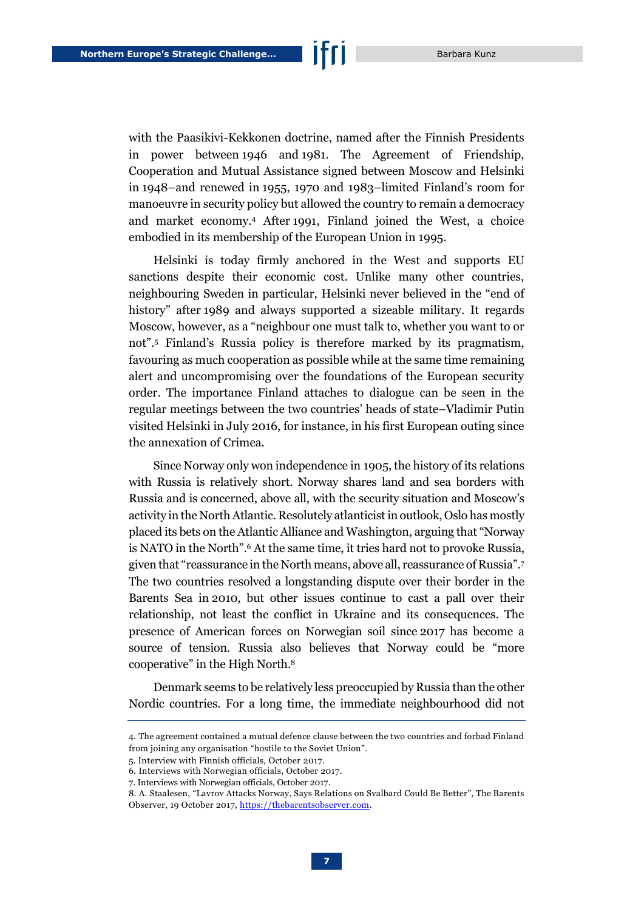with the Paasikivi-Kekkonen doctrine, named after the Finnish Presidents in power between 1946 and 1981. The Agreement of Friendship, Cooperation and Mutual Assistance signed between Moscow and Helsinki in 1948–and renewed in 1955, 1970 and 1983–limited Finland's room for manoeuvre in security policy but allowed the country to remain a democracy and market economy.[4] After 1991, Finland joined the West, a choice embodied in its membership of the European Union in 1995.

Helsinki is today firmly anchored in the West and supports EU sanctions despite their economic cost. Unlike many other countries, neighbouring Sweden in particular, Helsinki never believed in the "end of history" after 1989 and always supported a sizeable military. It regards Moscow, however, as a "neighbour one must talk to, whether you want to or not".[5] Finland's Russia policy is therefore marked by its pragmatism, favouring as much cooperation as possible while at the same time remaining alert and uncompromising over the foundations of the European security order. The importance Finland attaches to dialogue can be seen in the regular meetings between the two countries' heads of state–Vladimir Putin visited Helsinki in July 2016, for instance, in his first European outing since the annexation of Crimea.

Since Norway only won independence in 1905, the history of its relations with Russia is relatively short. Norway shares land and sea borders with Russia and is concerned, above all, with the security situation and Moscow's activity in the North Atlantic. Resolutely atlanticist in outlook, Oslo has mostly placed its bets on the Atlantic Alliance and Washington, arguing that "Norway is NATO in the North".[6] At the same time, it tries hard not to provoke Russia, given that "reassurance in the North means, above all, reassurance of Russia".[7] The two countries resolved a longstanding dispute over their border in the Barents Sea in 2010, but other issues continue to cast a pall over their relationship, not least the conflict in Ukraine and its consequences. The presence of American forces on Norwegian soil since 2017 has become a source of tension. Russia also believes that Norway could be "more cooperative" in the High North.[8]

Denmark seems to be relatively less preoccupied by Russia than the other Nordic countries. For a long time, the immediate neighbourhood did not

---

4. The agreement contained a mutual defence clause between the two countries and forbad Finland from joining any organisation "hostile to the Soviet Union".

5. Interview with Finnish officials, October 2017.

6. Interviews with Norwegian officials, October 2017.

7. Interviews with Norwegian officials, October 2017.

8. A. Staalesen, "Lavrov Attacks Norway, Says Relations on Svalbard Could Be Better", The Barents Observer, 19 October 2017, https://thebarentsobserver.com.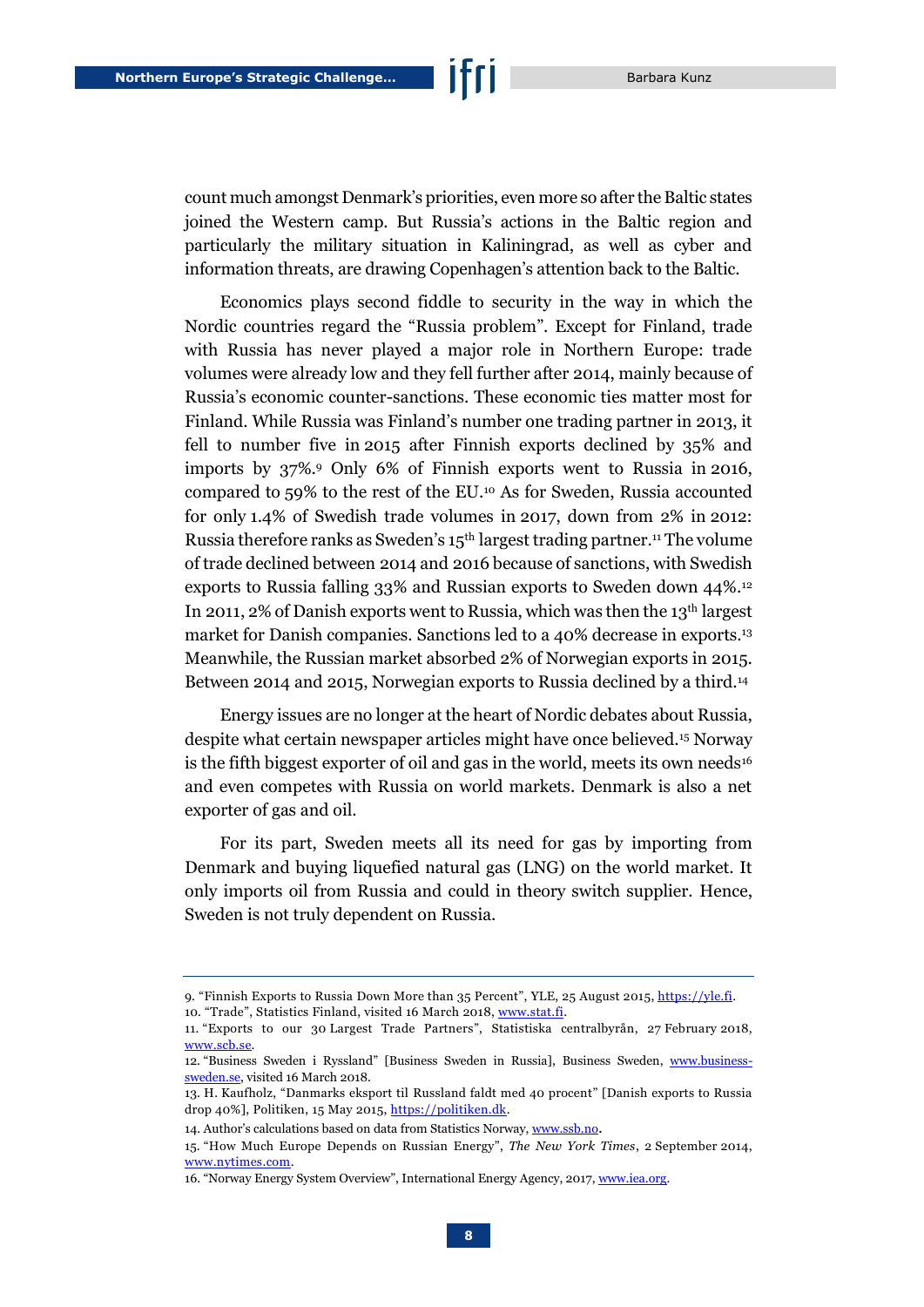count much amongst Denmark's priorities, even more so after the Baltic states joined the Western camp. But Russia's actions in the Baltic region and particularly the military situation in Kaliningrad, as well as cyber and information threats, are drawing Copenhagen's attention back to the Baltic.

Economics plays second fiddle to security in the way in which the Nordic countries regard the "Russia problem". Except for Finland, trade with Russia has never played a major role in Northern Europe: trade volumes were already low and they fell further after 2014, mainly because of Russia's economic counter-sanctions. These economic ties matter most for Finland. While Russia was Finland's number one trading partner in 2013, it fell to number five in 2015 after Finnish exports declined by 35% and imports by 37%.[9] Only 6% of Finnish exports went to Russia in 2016, compared to 59% to the rest of the EU.[10] As for Sweden, Russia accounted for only 1.4% of Swedish trade volumes in 2017, down from 2% in 2012: Russia therefore ranks as Sweden's 15th largest trading partner.[11] The volume of trade declined between 2014 and 2016 because of sanctions, with Swedish exports to Russia falling 33% and Russian exports to Sweden down 44%.[12] In 2011, 2% of Danish exports went to Russia, which was then the 13th largest market for Danish companies. Sanctions led to a 40% decrease in exports.[13] Meanwhile, the Russian market absorbed 2% of Norwegian exports in 2015. Between 2014 and 2015, Norwegian exports to Russia declined by a third.[14]

Energy issues are no longer at the heart of Nordic debates about Russia, despite what certain newspaper articles might have once believed.[15] Norway is the fifth biggest exporter of oil and gas in the world, meets its own needs[16] and even competes with Russia on world markets. Denmark is also a net exporter of gas and oil.

For its part, Sweden meets all its need for gas by importing from Denmark and buying liquefied natural gas (LNG) on the world market. It only imports oil from Russia and could in theory switch supplier. Hence, Sweden is not truly dependent on Russia.

---

9. "Finnish Exports to Russia Down More than 35 Percent", YLE, 25 August 2015, https://yle.fi.
10. "Trade", Statistics Finland, visited 16 March 2018, www.stat.fi.
11. "Exports to our 30 Largest Trade Partners", Statistiska centralbyrån, 27 February 2018, www.scb.se.
12. "Business Sweden i Ryssland" [Business Sweden in Russia], Business Sweden, www.business-sweden.se, visited 16 March 2018.
13. H. Kaufholz, "Danmarks eksport til Russland faldt med 40 procent" [Danish exports to Russia drop 40%], Politiken, 15 May 2015, https://politiken.dk.
14. Author's calculations based on data from Statistics Norway, www.ssb.no.
15. "How Much Europe Depends on Russian Energy", *The New York Times*, 2 September 2014, www.nytimes.com.
16. "Norway Energy System Overview", International Energy Agency, 2017, www.iea.org.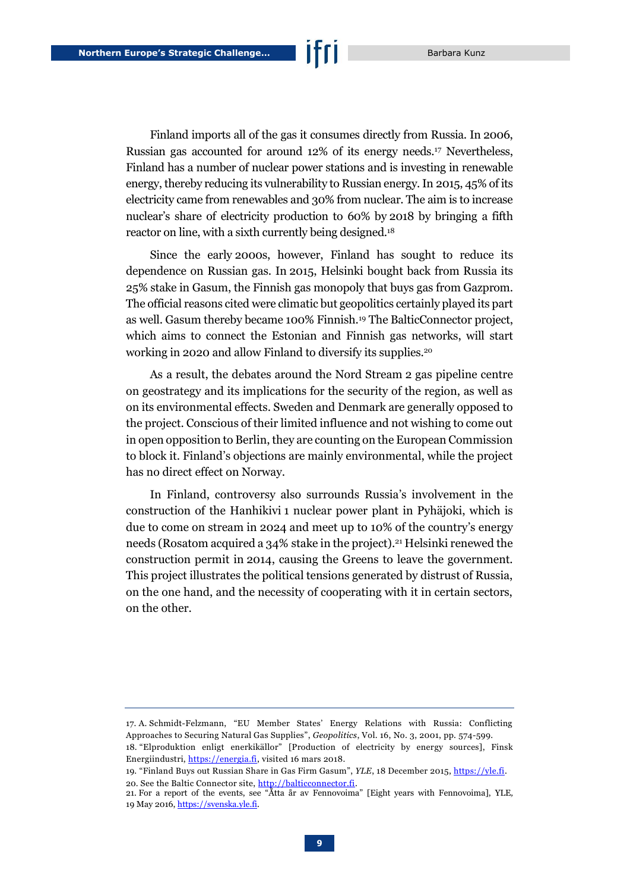Finland imports all of the gas it consumes directly from Russia. In 2006, Russian gas accounted for around 12% of its energy needs.[17] Nevertheless, Finland has a number of nuclear power stations and is investing in renewable energy, thereby reducing its vulnerability to Russian energy. In 2015, 45% of its electricity came from renewables and 30% from nuclear. The aim is to increase nuclear's share of electricity production to 60% by 2018 by bringing a fifth reactor on line, with a sixth currently being designed.[18]

Since the early 2000s, however, Finland has sought to reduce its dependence on Russian gas. In 2015, Helsinki bought back from Russia its 25% stake in Gasum, the Finnish gas monopoly that buys gas from Gazprom. The official reasons cited were climatic but geopolitics certainly played its part as well. Gasum thereby became 100% Finnish.[19] The BalticConnector project, which aims to connect the Estonian and Finnish gas networks, will start working in 2020 and allow Finland to diversify its supplies.[20]

As a result, the debates around the Nord Stream 2 gas pipeline centre on geostrategy and its implications for the security of the region, as well as on its environmental effects. Sweden and Denmark are generally opposed to the project. Conscious of their limited influence and not wishing to come out in open opposition to Berlin, they are counting on the European Commission to block it. Finland's objections are mainly environmental, while the project has no direct effect on Norway.

In Finland, controversy also surrounds Russia's involvement in the construction of the Hanhikivi 1 nuclear power plant in Pyhäjoki, which is due to come on stream in 2024 and meet up to 10% of the country's energy needs (Rosatom acquired a 34% stake in the project).[21] Helsinki renewed the construction permit in 2014, causing the Greens to leave the government. This project illustrates the political tensions generated by distrust of Russia, on the one hand, and the necessity of cooperating with it in certain sectors, on the other.

---

17. A. Schmidt-Felzmann, "EU Member States' Energy Relations with Russia: Conflicting Approaches to Securing Natural Gas Supplies", *Geopolitics*, Vol. 16, No. 3, 2001, pp. 574-599.

18. "Elproduktion enligt enerkikällor" [Production of electricity by energy sources], Finsk Energiindustri, https://energia.fi, visited 16 mars 2018.

19. "Finland Buys out Russian Share in Gas Firm Gasum", *YLE*, 18 December 2015, https://yle.fi.

20. See the Baltic Connector site, http://balticconnector.fi.

21. For a report of the events, see "Åtta år av Fennovoima" [Eight years with Fennovoima], YLE, 19 May 2016, https://svenska.yle.fi.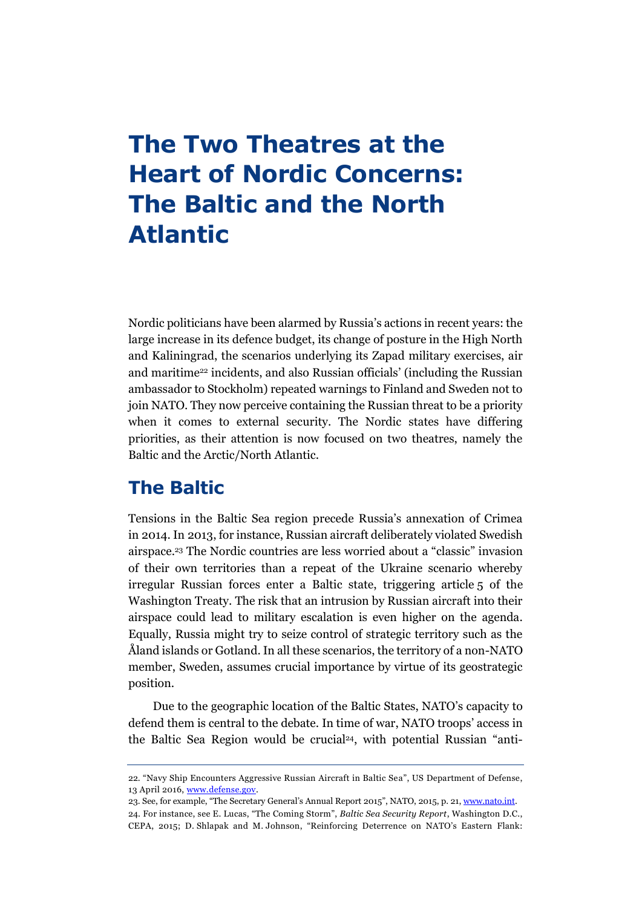# The Two Theatres at the Heart of Nordic Concerns: The Baltic and the North Atlantic

Nordic politicians have been alarmed by Russia's actions in recent years: the large increase in its defence budget, its change of posture in the High North and Kaliningrad, the scenarios underlying its Zapad military exercises, air and maritime[22] incidents, and also Russian officials' (including the Russian ambassador to Stockholm) repeated warnings to Finland and Sweden not to join NATO. They now perceive containing the Russian threat to be a priority when it comes to external security. The Nordic states have differing priorities, as their attention is now focused on two theatres, namely the Baltic and the Arctic/North Atlantic.

## The Baltic

Tensions in the Baltic Sea region precede Russia's annexation of Crimea in 2014. In 2013, for instance, Russian aircraft deliberately violated Swedish airspace.[23] The Nordic countries are less worried about a "classic" invasion of their own territories than a repeat of the Ukraine scenario whereby irregular Russian forces enter a Baltic state, triggering article 5 of the Washington Treaty. The risk that an intrusion by Russian aircraft into their airspace could lead to military escalation is even higher on the agenda. Equally, Russia might try to seize control of strategic territory such as the Åland islands or Gotland. In all these scenarios, the territory of a non-NATO member, Sweden, assumes crucial importance by virtue of its geostrategic position.

Due to the geographic location of the Baltic States, NATO's capacity to defend them is central to the debate. In time of war, NATO troops' access in the Baltic Sea Region would be crucial[24], with potential Russian "anti-

22. "Navy Ship Encounters Aggressive Russian Aircraft in Baltic Sea", US Department of Defense, 13 April 2016, www.defense.gov.

23. See, for example, "The Secretary General's Annual Report 2015", NATO, 2015, p. 21, www.nato.int.

24. For instance, see E. Lucas, "The Coming Storm", *Baltic Sea Security Report*, Washington D.C., CEPA, 2015; D. Shlapak and M. Johnson, "Reinforcing Deterrence on NATO's Eastern Flank: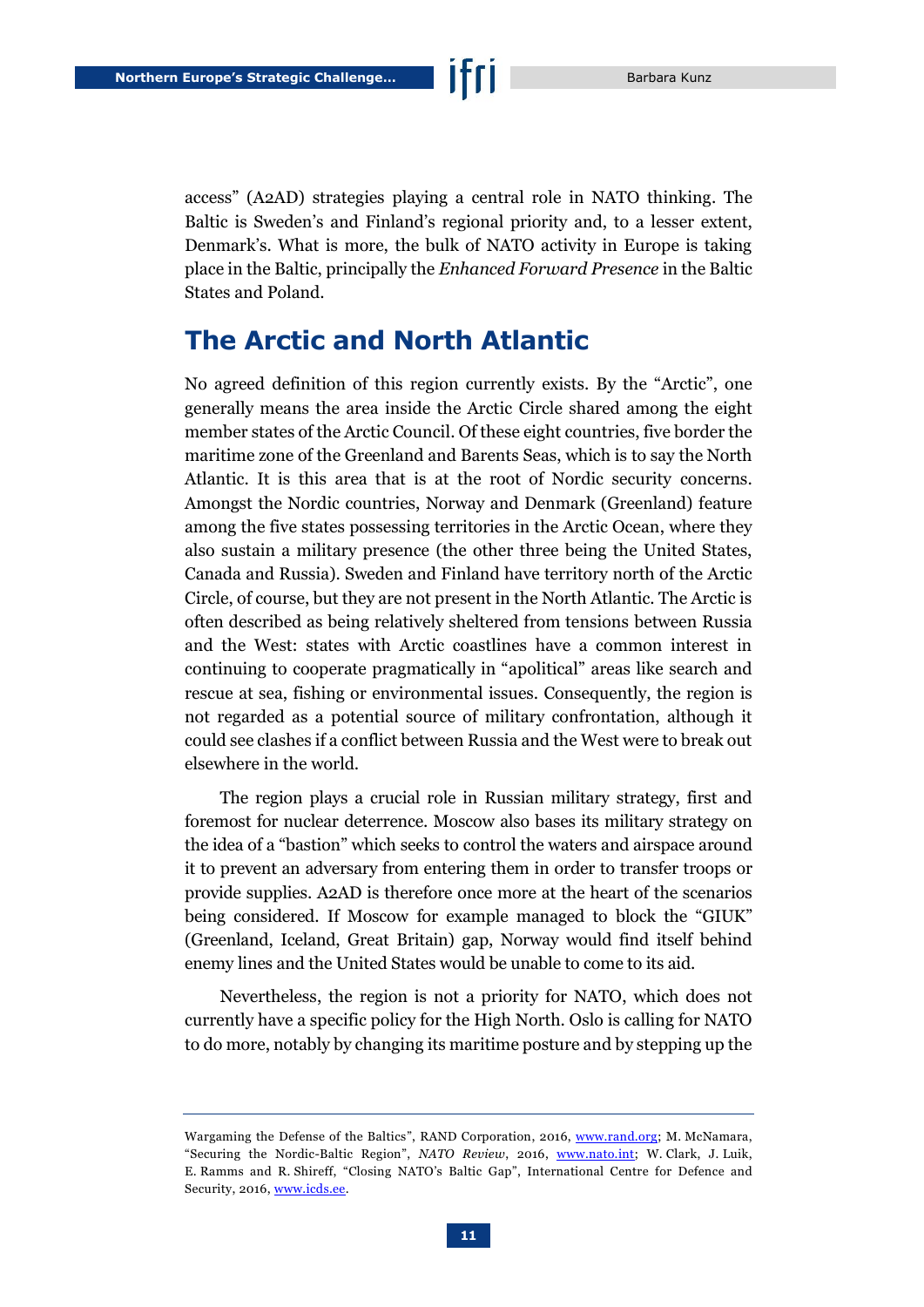access" (A2AD) strategies playing a central role in NATO thinking. The Baltic is Sweden's and Finland's regional priority and, to a lesser extent, Denmark's. What is more, the bulk of NATO activity in Europe is taking place in the Baltic, principally the *Enhanced Forward Presence* in the Baltic States and Poland.

## The Arctic and North Atlantic

No agreed definition of this region currently exists. By the "Arctic", one generally means the area inside the Arctic Circle shared among the eight member states of the Arctic Council. Of these eight countries, five border the maritime zone of the Greenland and Barents Seas, which is to say the North Atlantic. It is this area that is at the root of Nordic security concerns. Amongst the Nordic countries, Norway and Denmark (Greenland) feature among the five states possessing territories in the Arctic Ocean, where they also sustain a military presence (the other three being the United States, Canada and Russia). Sweden and Finland have territory north of the Arctic Circle, of course, but they are not present in the North Atlantic. The Arctic is often described as being relatively sheltered from tensions between Russia and the West: states with Arctic coastlines have a common interest in continuing to cooperate pragmatically in "apolitical" areas like search and rescue at sea, fishing or environmental issues. Consequently, the region is not regarded as a potential source of military confrontation, although it could see clashes if a conflict between Russia and the West were to break out elsewhere in the world.

The region plays a crucial role in Russian military strategy, first and foremost for nuclear deterrence. Moscow also bases its military strategy on the idea of a "bastion" which seeks to control the waters and airspace around it to prevent an adversary from entering them in order to transfer troops or provide supplies. A2AD is therefore once more at the heart of the scenarios being considered. If Moscow for example managed to block the "GIUK" (Greenland, Iceland, Great Britain) gap, Norway would find itself behind enemy lines and the United States would be unable to come to its aid.

Nevertheless, the region is not a priority for NATO, which does not currently have a specific policy for the High North. Oslo is calling for NATO to do more, notably by changing its maritime posture and by stepping up the

---

Wargaming the Defense of the Baltics", RAND Corporation, 2016, www.rand.org; M. McNamara, "Securing the Nordic-Baltic Region", *NATO Review*, 2016, www.nato.int; W. Clark, J. Luik, E. Ramms and R. Shireff, "Closing NATO's Baltic Gap", International Centre for Defence and Security, 2016, www.icds.ee.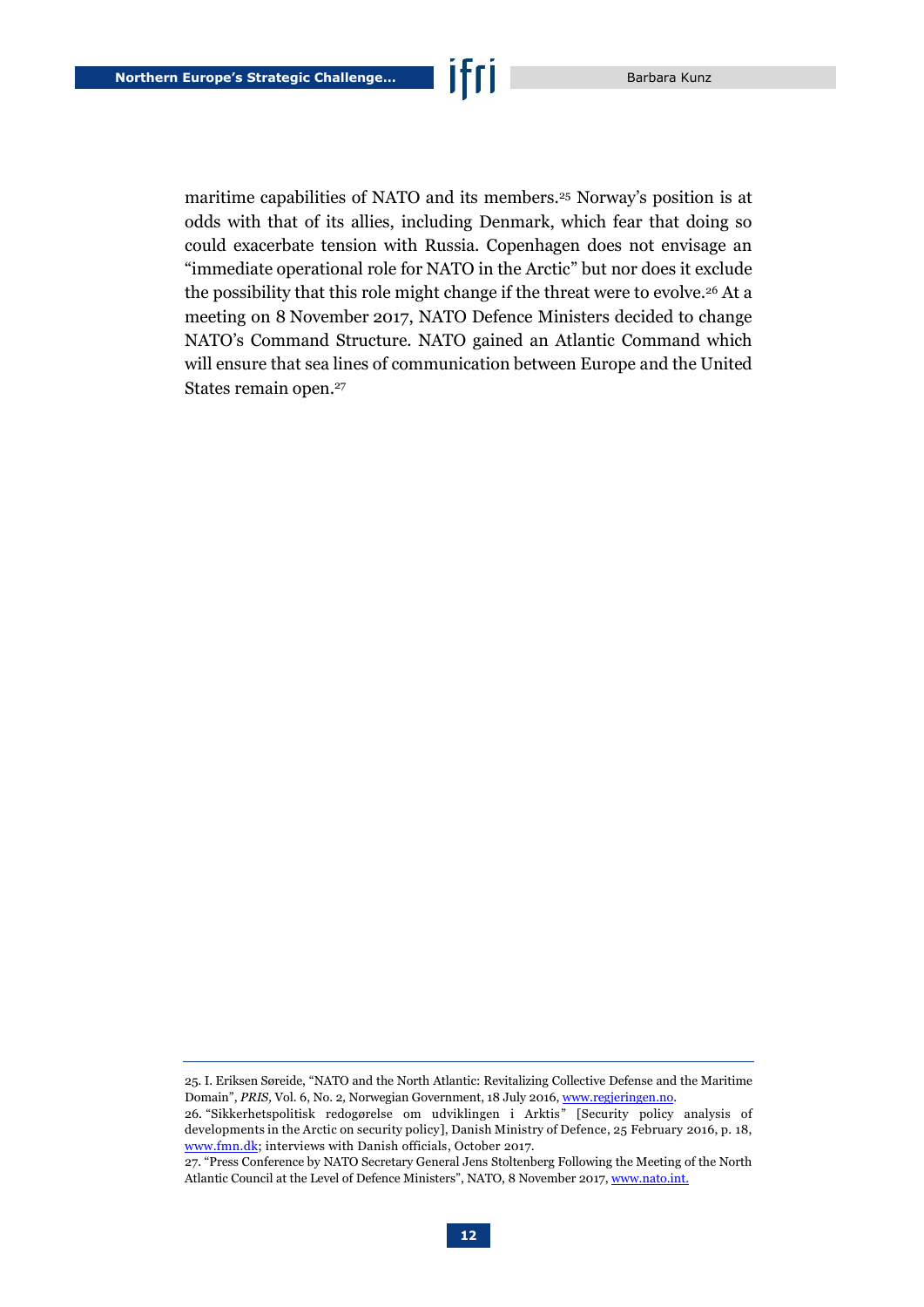maritime capabilities of NATO and its members.[25] Norway's position is at odds with that of its allies, including Denmark, which fear that doing so could exacerbate tension with Russia. Copenhagen does not envisage an "immediate operational role for NATO in the Arctic" but nor does it exclude the possibility that this role might change if the threat were to evolve.[26] At a meeting on 8 November 2017, NATO Defence Ministers decided to change NATO's Command Structure. NATO gained an Atlantic Command which will ensure that sea lines of communication between Europe and the United States remain open.[27]

---

25. I. Eriksen Søreide, "NATO and the North Atlantic: Revitalizing Collective Defense and the Maritime Domain", *PRIS*, Vol. 6, No. 2, Norwegian Government, 18 July 2016, www.regjeringen.no.

26. "Sikkerhetspolitisk redogørelse om udviklingen i Arktis" [Security policy analysis of developments in the Arctic on security policy], Danish Ministry of Defence, 25 February 2016, p. 18, www.fmn.dk; interviews with Danish officials, October 2017.

27. "Press Conference by NATO Secretary General Jens Stoltenberg Following the Meeting of the North Atlantic Council at the Level of Defence Ministers", NATO, 8 November 2017, www.nato.int.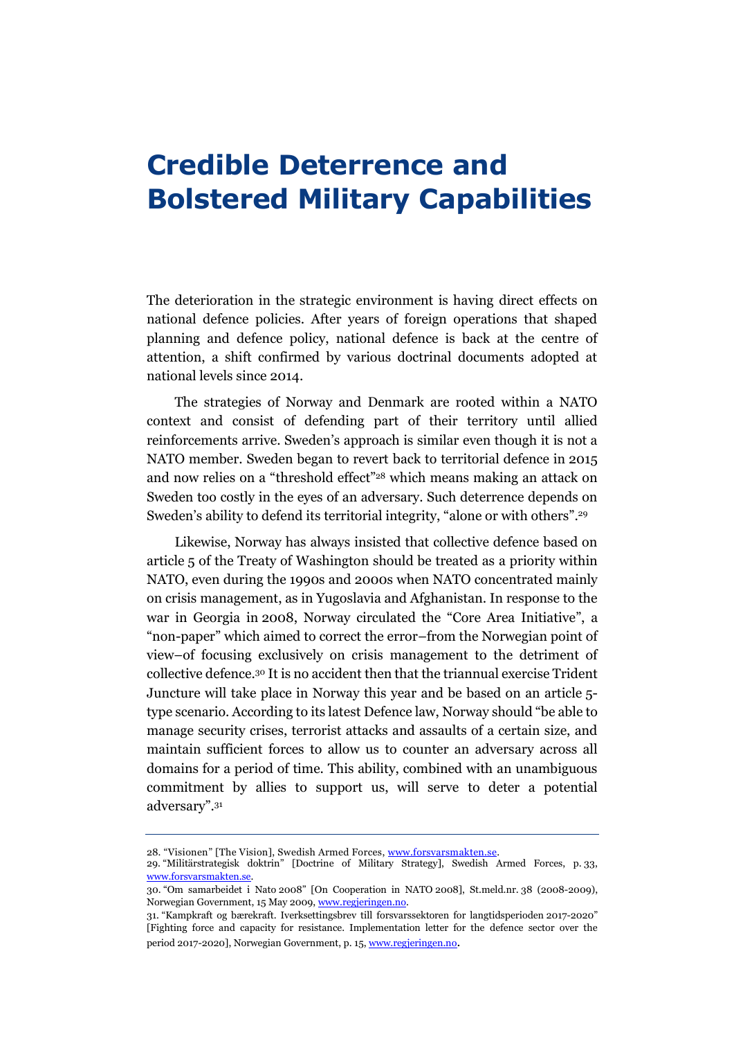# Credible Deterrence and Bolstered Military Capabilities

The deterioration in the strategic environment is having direct effects on national defence policies. After years of foreign operations that shaped planning and defence policy, national defence is back at the centre of attention, a shift confirmed by various doctrinal documents adopted at national levels since 2014.

The strategies of Norway and Denmark are rooted within a NATO context and consist of defending part of their territory until allied reinforcements arrive. Sweden's approach is similar even though it is not a NATO member. Sweden began to revert back to territorial defence in 2015 and now relies on a "threshold effect"[28] which means making an attack on Sweden too costly in the eyes of an adversary. Such deterrence depends on Sweden's ability to defend its territorial integrity, "alone or with others".[29]

Likewise, Norway has always insisted that collective defence based on article 5 of the Treaty of Washington should be treated as a priority within NATO, even during the 1990s and 2000s when NATO concentrated mainly on crisis management, as in Yugoslavia and Afghanistan. In response to the war in Georgia in 2008, Norway circulated the "Core Area Initiative", a "non-paper" which aimed to correct the error–from the Norwegian point of view–of focusing exclusively on crisis management to the detriment of collective defence.[30] It is no accident then that the triannual exercise Trident Juncture will take place in Norway this year and be based on an article 5-type scenario. According to its latest Defence law, Norway should "be able to manage security crises, terrorist attacks and assaults of a certain size, and maintain sufficient forces to allow us to counter an adversary across all domains for a period of time. This ability, combined with an unambiguous commitment by allies to support us, will serve to deter a potential adversary".[31]

---

28. "Visionen" [The Vision], Swedish Armed Forces, www.forsvarsmakten.se.

29. "Militärstrategisk doktrin" [Doctrine of Military Strategy], Swedish Armed Forces, p. 33, www.forsvarsmakten.se.

30. "Om samarbeidet i Nato 2008" [On Cooperation in NATO 2008], St.meld.nr. 38 (2008-2009), Norwegian Government, 15 May 2009, www.regjeringen.no.

31. "Kampkraft og bærekraft. Iverksettingsbrev till forsvarssektoren for langtidsperioden 2017-2020" [Fighting force and capacity for resistance. Implementation letter for the defence sector over the period 2017-2020], Norwegian Government, p. 15, www.regjeringen.no.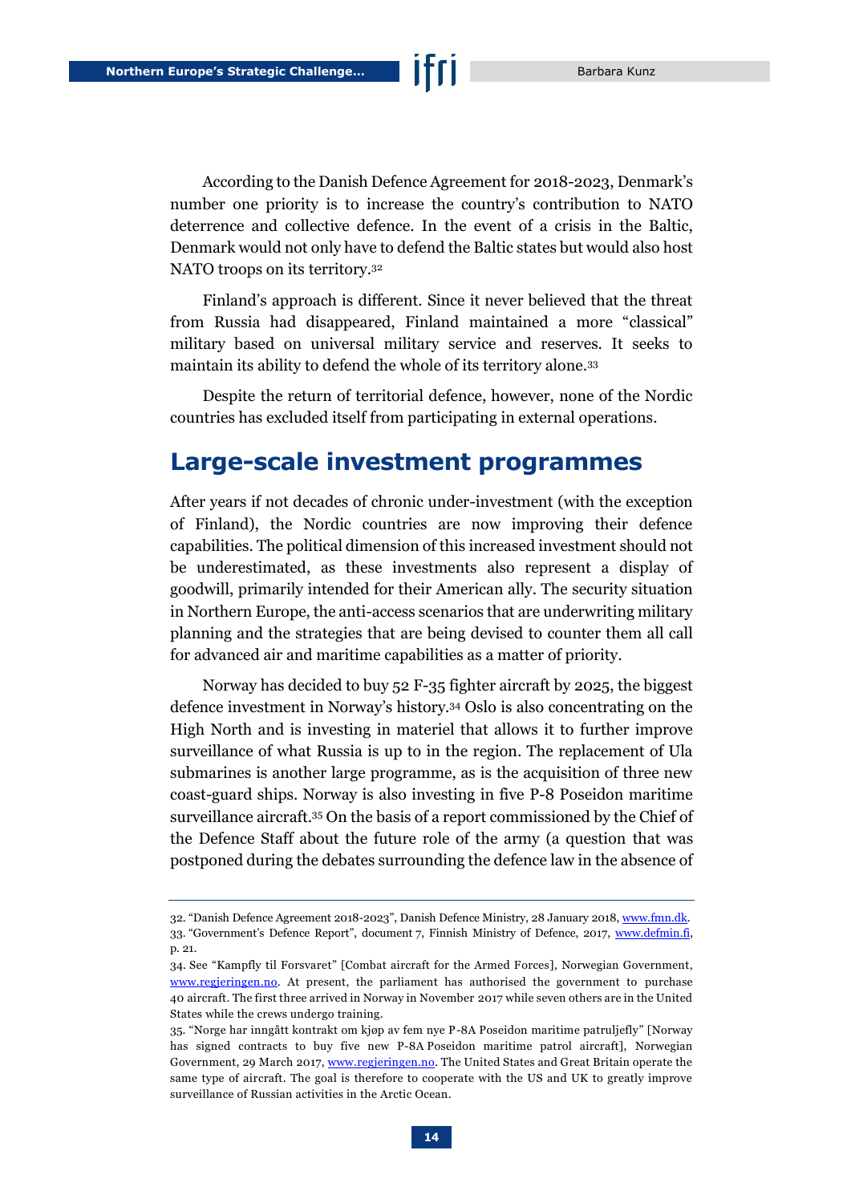According to the Danish Defence Agreement for 2018-2023, Denmark's number one priority is to increase the country's contribution to NATO deterrence and collective defence. In the event of a crisis in the Baltic, Denmark would not only have to defend the Baltic states but would also host NATO troops on its territory.[32]

Finland's approach is different. Since it never believed that the threat from Russia had disappeared, Finland maintained a more "classical" military based on universal military service and reserves. It seeks to maintain its ability to defend the whole of its territory alone.[33]

Despite the return of territorial defence, however, none of the Nordic countries has excluded itself from participating in external operations.

## Large-scale investment programmes

After years if not decades of chronic under-investment (with the exception of Finland), the Nordic countries are now improving their defence capabilities. The political dimension of this increased investment should not be underestimated, as these investments also represent a display of goodwill, primarily intended for their American ally. The security situation in Northern Europe, the anti-access scenarios that are underwriting military planning and the strategies that are being devised to counter them all call for advanced air and maritime capabilities as a matter of priority.

Norway has decided to buy 52 F-35 fighter aircraft by 2025, the biggest defence investment in Norway's history.[34] Oslo is also concentrating on the High North and is investing in materiel that allows it to further improve surveillance of what Russia is up to in the region. The replacement of Ula submarines is another large programme, as is the acquisition of three new coast-guard ships. Norway is also investing in five P-8 Poseidon maritime surveillance aircraft.[35] On the basis of a report commissioned by the Chief of the Defence Staff about the future role of the army (a question that was postponed during the debates surrounding the defence law in the absence of

---

32. "Danish Defence Agreement 2018-2023", Danish Defence Ministry, 28 January 2018, www.fmn.dk.

33. "Government's Defence Report", document 7, Finnish Ministry of Defence, 2017, www.defmin.fi, p. 21.

34. See "Kampfly til Forsvaret" [Combat aircraft for the Armed Forces], Norwegian Government, www.regjeringen.no. At present, the parliament has authorised the government to purchase 40 aircraft. The first three arrived in Norway in November 2017 while seven others are in the United States while the crews undergo training.

35. "Norge har inngått kontrakt om kjøp av fem nye P-8A Poseidon maritime patruljefly" [Norway has signed contracts to buy five new P-8A Poseidon maritime patrol aircraft], Norwegian Government, 29 March 2017, www.regjeringen.no. The United States and Great Britain operate the same type of aircraft. The goal is therefore to cooperate with the US and UK to greatly improve surveillance of Russian activities in the Arctic Ocean.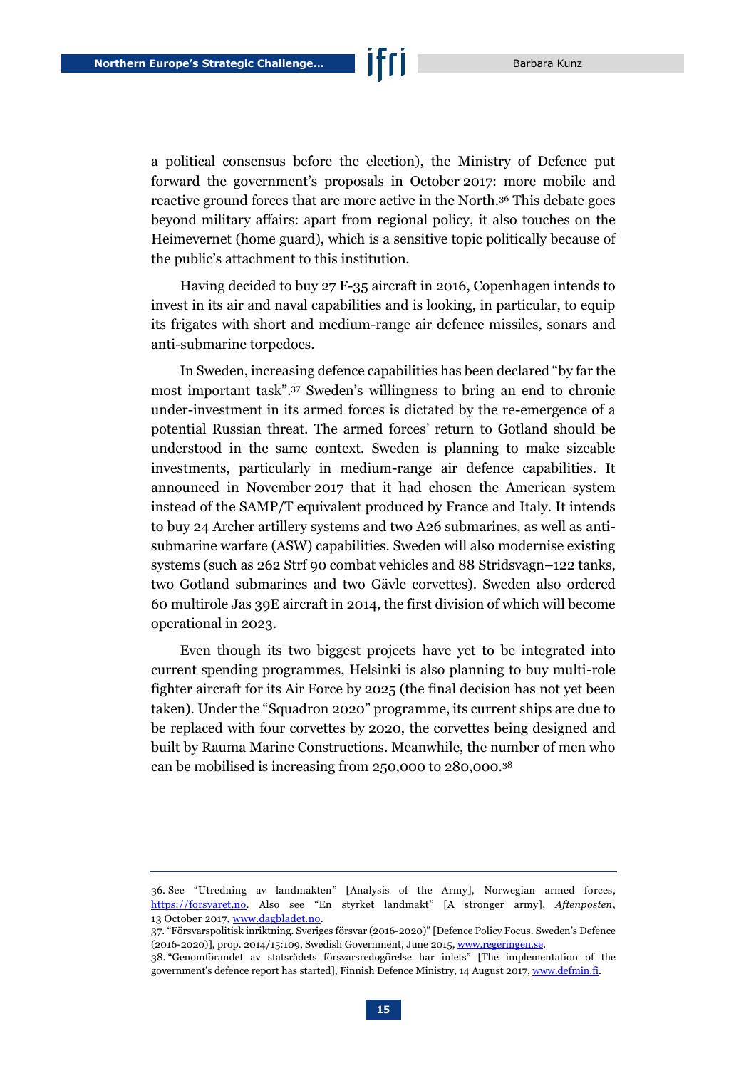a political consensus before the election), the Ministry of Defence put forward the government's proposals in October 2017: more mobile and reactive ground forces that are more active in the North.[36] This debate goes beyond military affairs: apart from regional policy, it also touches on the Heimevernet (home guard), which is a sensitive topic politically because of the public's attachment to this institution.

Having decided to buy 27 F-35 aircraft in 2016, Copenhagen intends to invest in its air and naval capabilities and is looking, in particular, to equip its frigates with short and medium-range air defence missiles, sonars and anti-submarine torpedoes.

In Sweden, increasing defence capabilities has been declared "by far the most important task".[37] Sweden's willingness to bring an end to chronic under-investment in its armed forces is dictated by the re-emergence of a potential Russian threat. The armed forces' return to Gotland should be understood in the same context. Sweden is planning to make sizeable investments, particularly in medium-range air defence capabilities. It announced in November 2017 that it had chosen the American system instead of the SAMP/T equivalent produced by France and Italy. It intends to buy 24 Archer artillery systems and two A26 submarines, as well as anti-submarine warfare (ASW) capabilities. Sweden will also modernise existing systems (such as 262 Strf 90 combat vehicles and 88 Stridsvagn–122 tanks, two Gotland submarines and two Gävle corvettes). Sweden also ordered 60 multirole Jas 39E aircraft in 2014, the first division of which will become operational in 2023.

Even though its two biggest projects have yet to be integrated into current spending programmes, Helsinki is also planning to buy multi-role fighter aircraft for its Air Force by 2025 (the final decision has not yet been taken). Under the "Squadron 2020" programme, its current ships are due to be replaced with four corvettes by 2020, the corvettes being designed and built by Rauma Marine Constructions. Meanwhile, the number of men who can be mobilised is increasing from 250,000 to 280,000.[38]

---

36. See "Utredning av landmakten" [Analysis of the Army], Norwegian armed forces, https://forsvaret.no. Also see "En styrket landmakt" [A stronger army], *Aftenposten*, 13 October 2017, www.dagbladet.no.

37. "Försvarspolitisk inriktning. Sveriges försvar (2016-2020)" [Defence Policy Focus. Sweden's Defence (2016-2020)], prop. 2014/15:109, Swedish Government, June 2015, www.regeringen.se.

38. "Genomförandet av statsrådets försvarsredogörelse har inlets" [The implementation of the government's defence report has started], Finnish Defence Ministry, 14 August 2017, www.defmin.fi.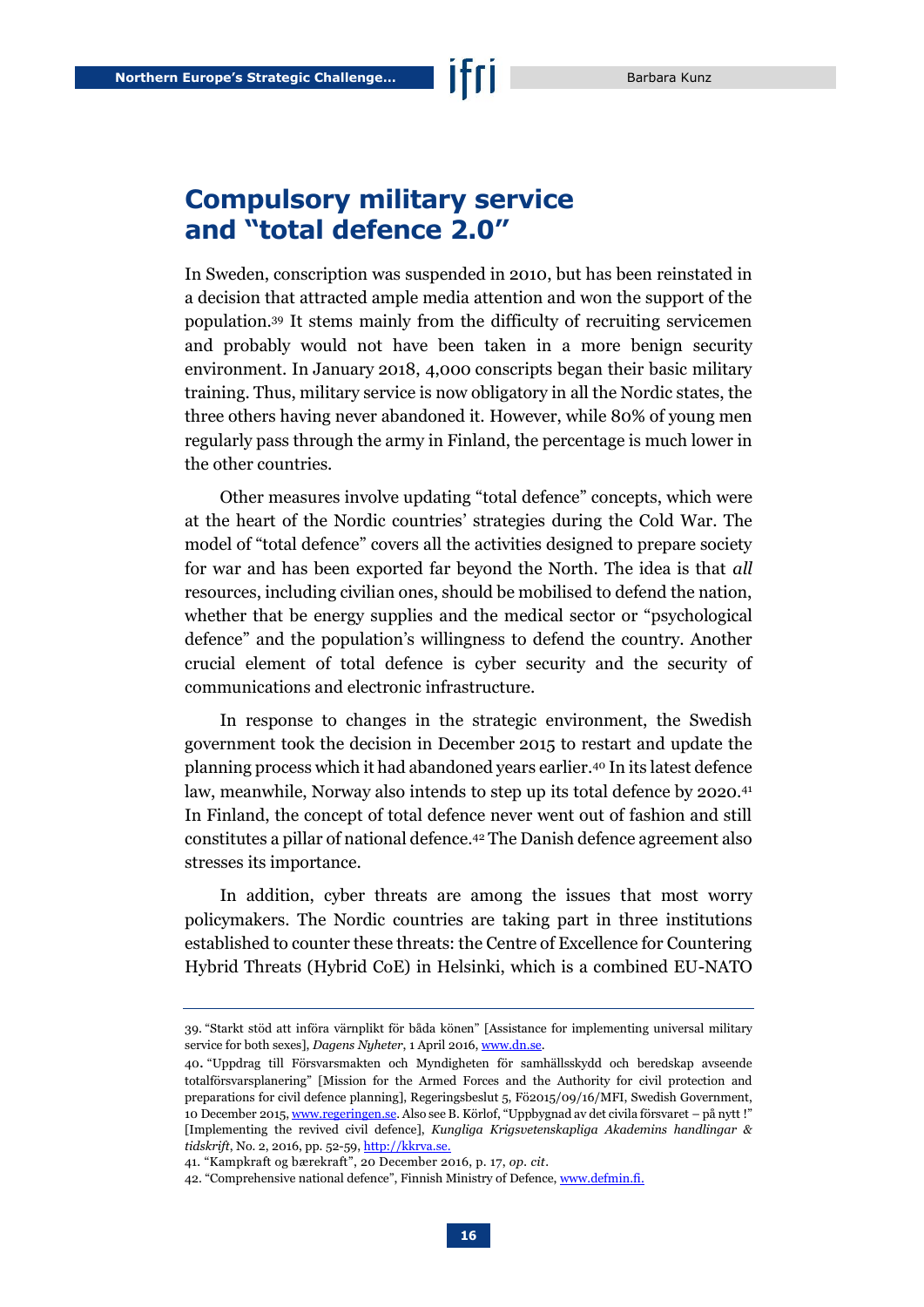## Compulsory military service and "total defence 2.0"

In Sweden, conscription was suspended in 2010, but has been reinstated in a decision that attracted ample media attention and won the support of the population.[39] It stems mainly from the difficulty of recruiting servicemen and probably would not have been taken in a more benign security environment. In January 2018, 4,000 conscripts began their basic military training. Thus, military service is now obligatory in all the Nordic states, the three others having never abandoned it. However, while 80% of young men regularly pass through the army in Finland, the percentage is much lower in the other countries.

Other measures involve updating "total defence" concepts, which were at the heart of the Nordic countries' strategies during the Cold War. The model of "total defence" covers all the activities designed to prepare society for war and has been exported far beyond the North. The idea is that *all* resources, including civilian ones, should be mobilised to defend the nation, whether that be energy supplies and the medical sector or "psychological defence" and the population's willingness to defend the country. Another crucial element of total defence is cyber security and the security of communications and electronic infrastructure.

In response to changes in the strategic environment, the Swedish government took the decision in December 2015 to restart and update the planning process which it had abandoned years earlier.[40] In its latest defence law, meanwhile, Norway also intends to step up its total defence by 2020.[41] In Finland, the concept of total defence never went out of fashion and still constitutes a pillar of national defence.[42] The Danish defence agreement also stresses its importance.

In addition, cyber threats are among the issues that most worry policymakers. The Nordic countries are taking part in three institutions established to counter these threats: the Centre of Excellence for Countering Hybrid Threats (Hybrid CoE) in Helsinki, which is a combined EU-NATO

---

39. "Starkt stöd att införa värnplikt för båda könen" [Assistance for implementing universal military service for both sexes], *Dagens Nyheter*, 1 April 2016, www.dn.se.

40. "Uppdrag till Försvarsmakten och Myndigheten för samhällsskydd och beredskap avseende totalförsvarsplanering" [Mission for the Armed Forces and the Authority for civil protection and preparations for civil defence planning], Regeringsbeslut 5, Fö2015/09/16/MFI, Swedish Government, 10 December 2015, www.regeringen.se. Also see B. Körlof, "Uppbygnad av det civila försvaret – på nytt !" [Implementing the revived civil defence], *Kungliga Krigsvetenskapliga Akademins handlingar & tidskrift*, No. 2, 2016, pp. 52-59, http://kkrva.se.

41. "Kampkraft og bærekraft", 20 December 2016, p. 17, *op. cit*.

42. "Comprehensive national defence", Finnish Ministry of Defence, www.defmin.fi.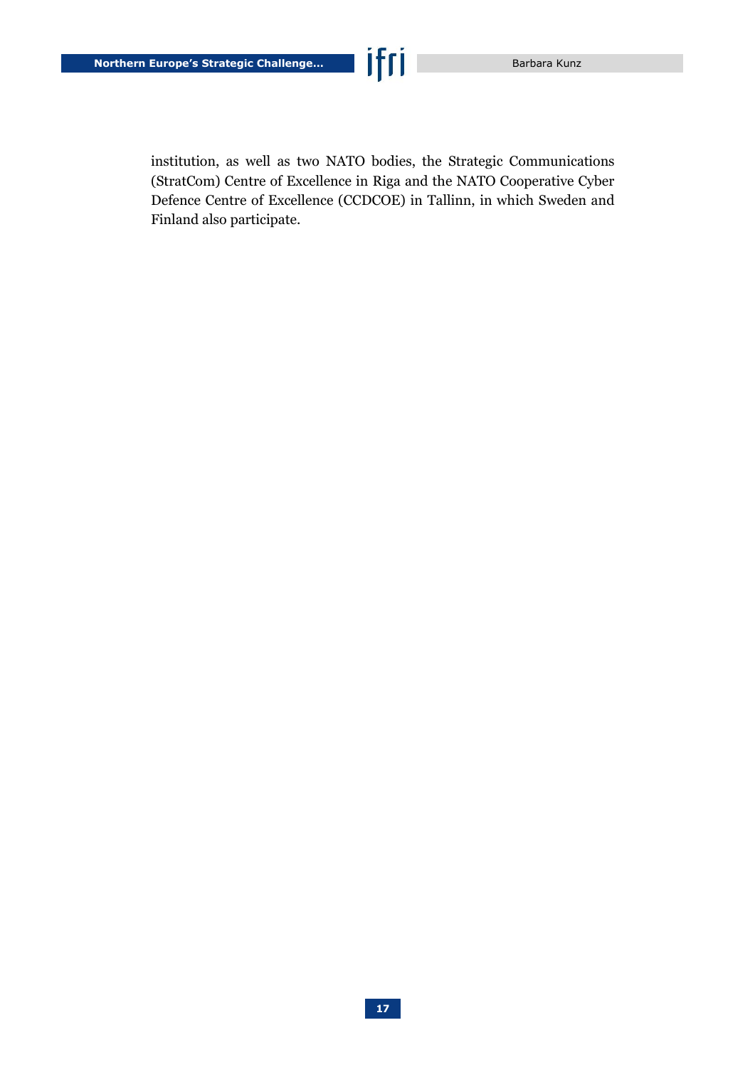institution, as well as two NATO bodies, the Strategic Communications (StratCom) Centre of Excellence in Riga and the NATO Cooperative Cyber Defence Centre of Excellence (CCDCOE) in Tallinn, in which Sweden and Finland also participate.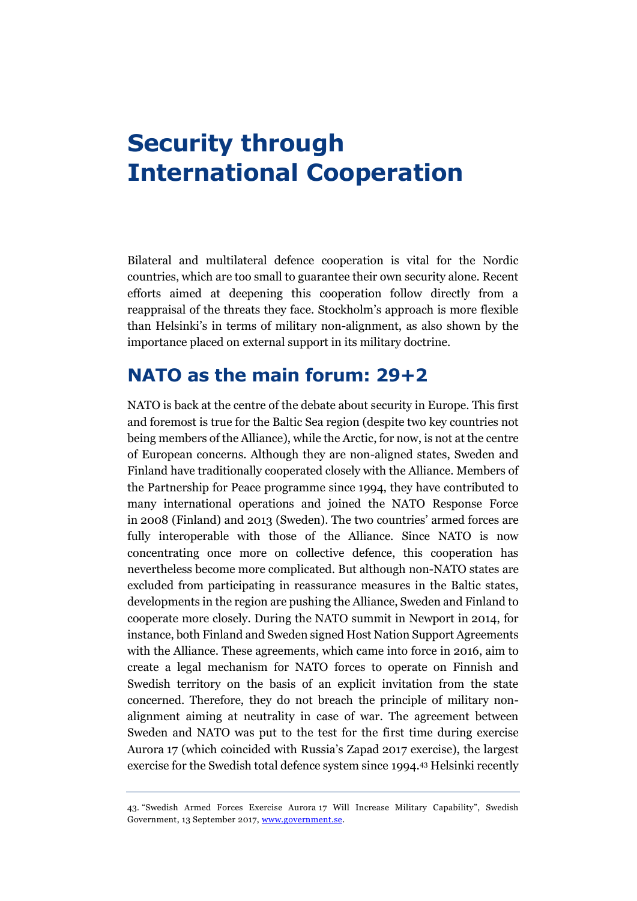# Security through International Cooperation

Bilateral and multilateral defence cooperation is vital for the Nordic countries, which are too small to guarantee their own security alone. Recent efforts aimed at deepening this cooperation follow directly from a reappraisal of the threats they face. Stockholm's approach is more flexible than Helsinki's in terms of military non-alignment, as also shown by the importance placed on external support in its military doctrine.

## NATO as the main forum: 29+2

NATO is back at the centre of the debate about security in Europe. This first and foremost is true for the Baltic Sea region (despite two key countries not being members of the Alliance), while the Arctic, for now, is not at the centre of European concerns. Although they are non-aligned states, Sweden and Finland have traditionally cooperated closely with the Alliance. Members of the Partnership for Peace programme since 1994, they have contributed to many international operations and joined the NATO Response Force in 2008 (Finland) and 2013 (Sweden). The two countries' armed forces are fully interoperable with those of the Alliance. Since NATO is now concentrating once more on collective defence, this cooperation has nevertheless become more complicated. But although non-NATO states are excluded from participating in reassurance measures in the Baltic states, developments in the region are pushing the Alliance, Sweden and Finland to cooperate more closely. During the NATO summit in Newport in 2014, for instance, both Finland and Sweden signed Host Nation Support Agreements with the Alliance. These agreements, which came into force in 2016, aim to create a legal mechanism for NATO forces to operate on Finnish and Swedish territory on the basis of an explicit invitation from the state concerned. Therefore, they do not breach the principle of military non-alignment aiming at neutrality in case of war. The agreement between Sweden and NATO was put to the test for the first time during exercise Aurora 17 (which coincided with Russia's Zapad 2017 exercise), the largest exercise for the Swedish total defence system since 1994.[43] Helsinki recently

43. "Swedish Armed Forces Exercise Aurora 17 Will Increase Military Capability", Swedish Government, 13 September 2017, www.government.se.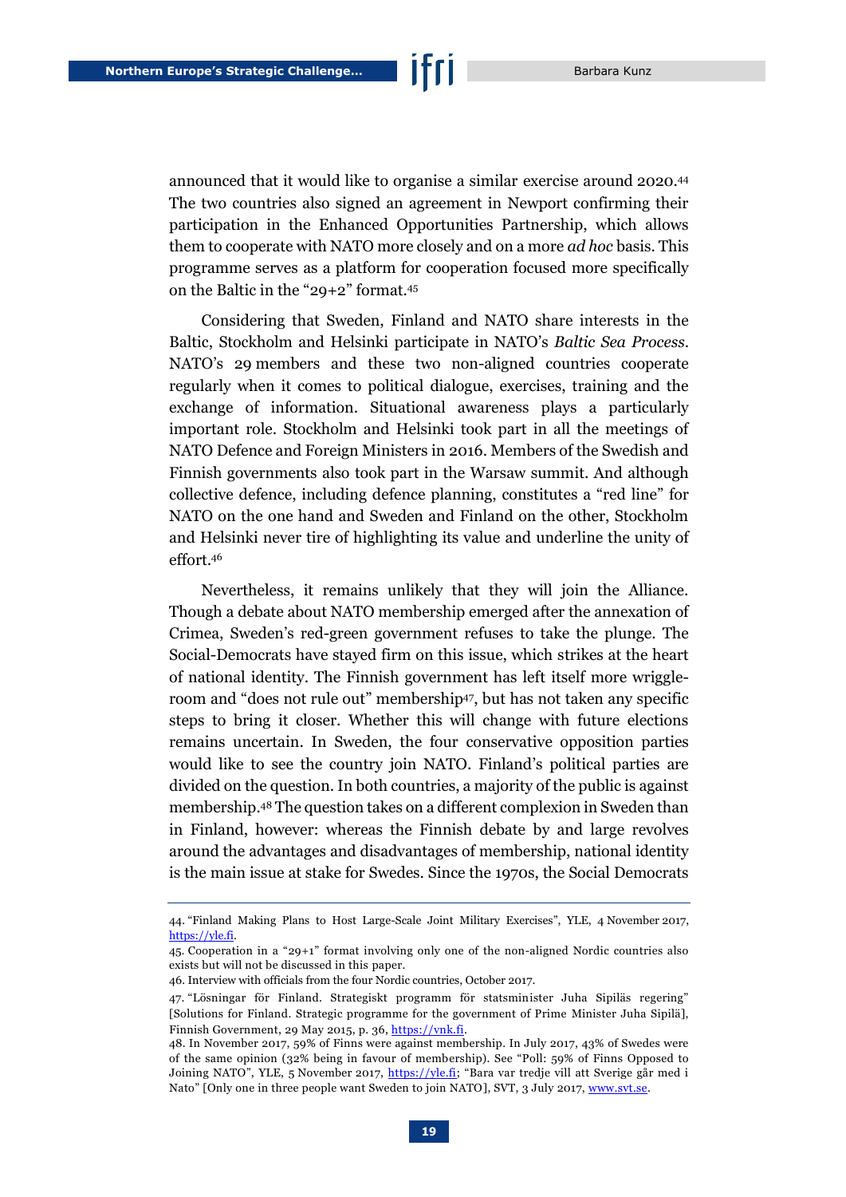announced that it would like to organise a similar exercise around 2020.[44] The two countries also signed an agreement in Newport confirming their participation in the Enhanced Opportunities Partnership, which allows them to cooperate with NATO more closely and on a more *ad hoc* basis. This programme serves as a platform for cooperation focused more specifically on the Baltic in the "29+2" format.[45]

Considering that Sweden, Finland and NATO share interests in the Baltic, Stockholm and Helsinki participate in NATO's *Baltic Sea Process*. NATO's 29 members and these two non-aligned countries cooperate regularly when it comes to political dialogue, exercises, training and the exchange of information. Situational awareness plays a particularly important role. Stockholm and Helsinki took part in all the meetings of NATO Defence and Foreign Ministers in 2016. Members of the Swedish and Finnish governments also took part in the Warsaw summit. And although collective defence, including defence planning, constitutes a "red line" for NATO on the one hand and Sweden and Finland on the other, Stockholm and Helsinki never tire of highlighting its value and underline the unity of effort.[46]

Nevertheless, it remains unlikely that they will join the Alliance. Though a debate about NATO membership emerged after the annexation of Crimea, Sweden's red-green government refuses to take the plunge. The Social-Democrats have stayed firm on this issue, which strikes at the heart of national identity. The Finnish government has left itself more wriggle-room and "does not rule out" membership[47], but has not taken any specific steps to bring it closer. Whether this will change with future elections remains uncertain. In Sweden, the four conservative opposition parties would like to see the country join NATO. Finland's political parties are divided on the question. In both countries, a majority of the public is against membership.[48] The question takes on a different complexion in Sweden than in Finland, however: whereas the Finnish debate by and large revolves around the advantages and disadvantages of membership, national identity is the main issue at stake for Swedes. Since the 1970s, the Social Democrats

---

44. "Finland Making Plans to Host Large-Scale Joint Military Exercises", YLE, 4 November 2017, https://yle.fi.

45. Cooperation in a "29+1" format involving only one of the non-aligned Nordic countries also exists but will not be discussed in this paper.

46. Interview with officials from the four Nordic countries, October 2017.

47. "Lösningar för Finland. Strategiskt programm för statsminister Juha Sipiläs regering" [Solutions for Finland. Strategic programme for the government of Prime Minister Juha Sipilä], Finnish Government, 29 May 2015, p. 36, https://vnk.fi.

48. In November 2017, 59% of Finns were against membership. In July 2017, 43% of Swedes were of the same opinion (32% being in favour of membership). See "Poll: 59% of Finns Opposed to Joining NATO", YLE, 5 November 2017, https://yle.fi; "Bara var tredje vill att Sverige går med i Nato" [Only one in three people want Sweden to join NATO], SVT, 3 July 2017, www.svt.se.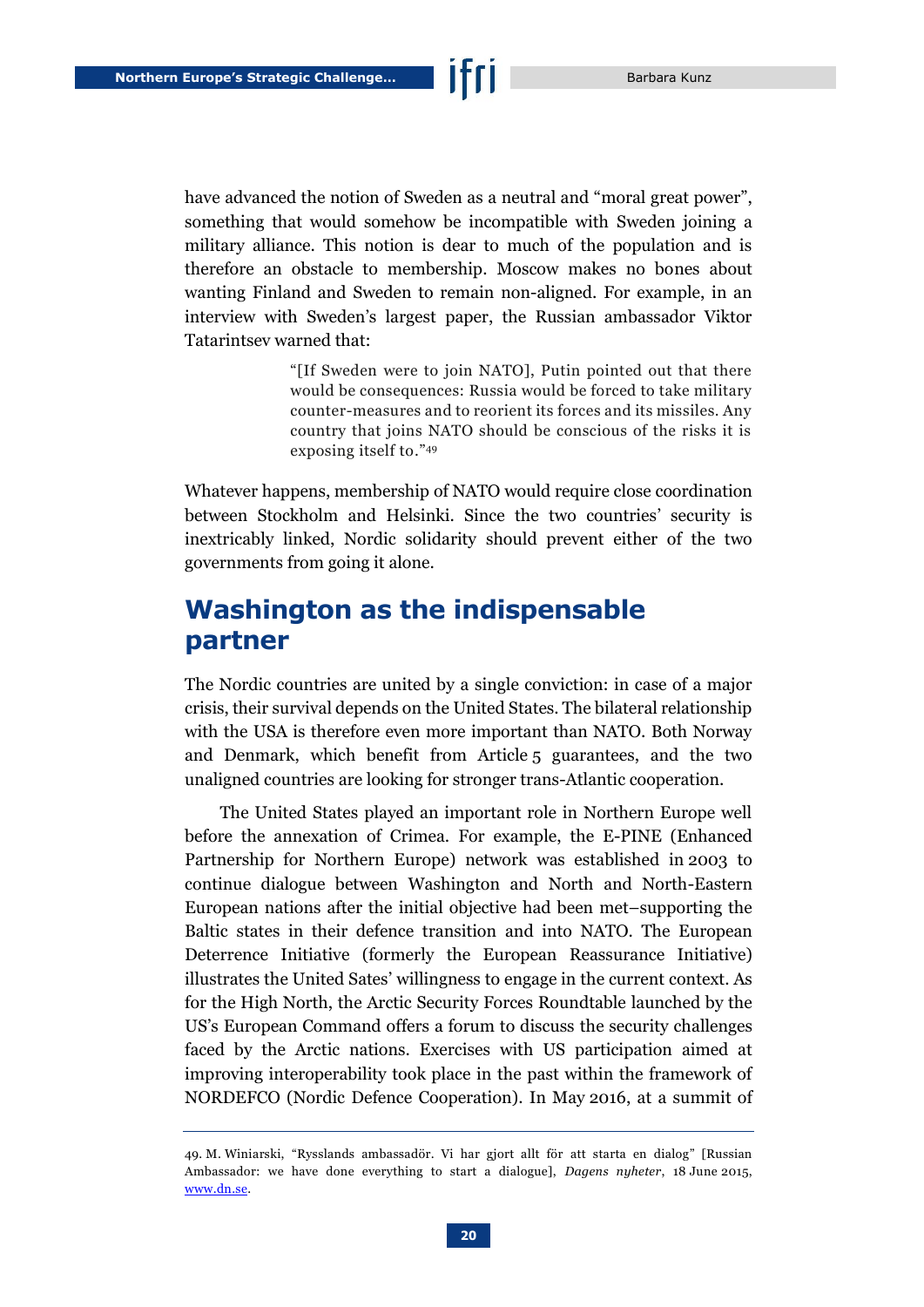have advanced the notion of Sweden as a neutral and "moral great power", something that would somehow be incompatible with Sweden joining a military alliance. This notion is dear to much of the population and is therefore an obstacle to membership. Moscow makes no bones about wanting Finland and Sweden to remain non-aligned. For example, in an interview with Sweden's largest paper, the Russian ambassador Viktor Tatarintsev warned that:

> "[If Sweden were to join NATO], Putin pointed out that there would be consequences: Russia would be forced to take military counter-measures and to reorient its forces and its missiles. Any country that joins NATO should be conscious of the risks it is exposing itself to."[49]

Whatever happens, membership of NATO would require close coordination between Stockholm and Helsinki. Since the two countries' security is inextricably linked, Nordic solidarity should prevent either of the two governments from going it alone.

## Washington as the indispensable partner

The Nordic countries are united by a single conviction: in case of a major crisis, their survival depends on the United States. The bilateral relationship with the USA is therefore even more important than NATO. Both Norway and Denmark, which benefit from Article 5 guarantees, and the two unaligned countries are looking for stronger trans-Atlantic cooperation.

The United States played an important role in Northern Europe well before the annexation of Crimea. For example, the E-PINE (Enhanced Partnership for Northern Europe) network was established in 2003 to continue dialogue between Washington and North and North-Eastern European nations after the initial objective had been met–supporting the Baltic states in their defence transition and into NATO. The European Deterrence Initiative (formerly the European Reassurance Initiative) illustrates the United Sates' willingness to engage in the current context. As for the High North, the Arctic Security Forces Roundtable launched by the US's European Command offers a forum to discuss the security challenges faced by the Arctic nations. Exercises with US participation aimed at improving interoperability took place in the past within the framework of NORDEFCO (Nordic Defence Cooperation). In May 2016, at a summit of

49. M. Winiarski, "Rysslands ambassadör. Vi har gjort allt för att starta en dialog" [Russian Ambassador: we have done everything to start a dialogue], *Dagens nyheter*, 18 June 2015, www.dn.se.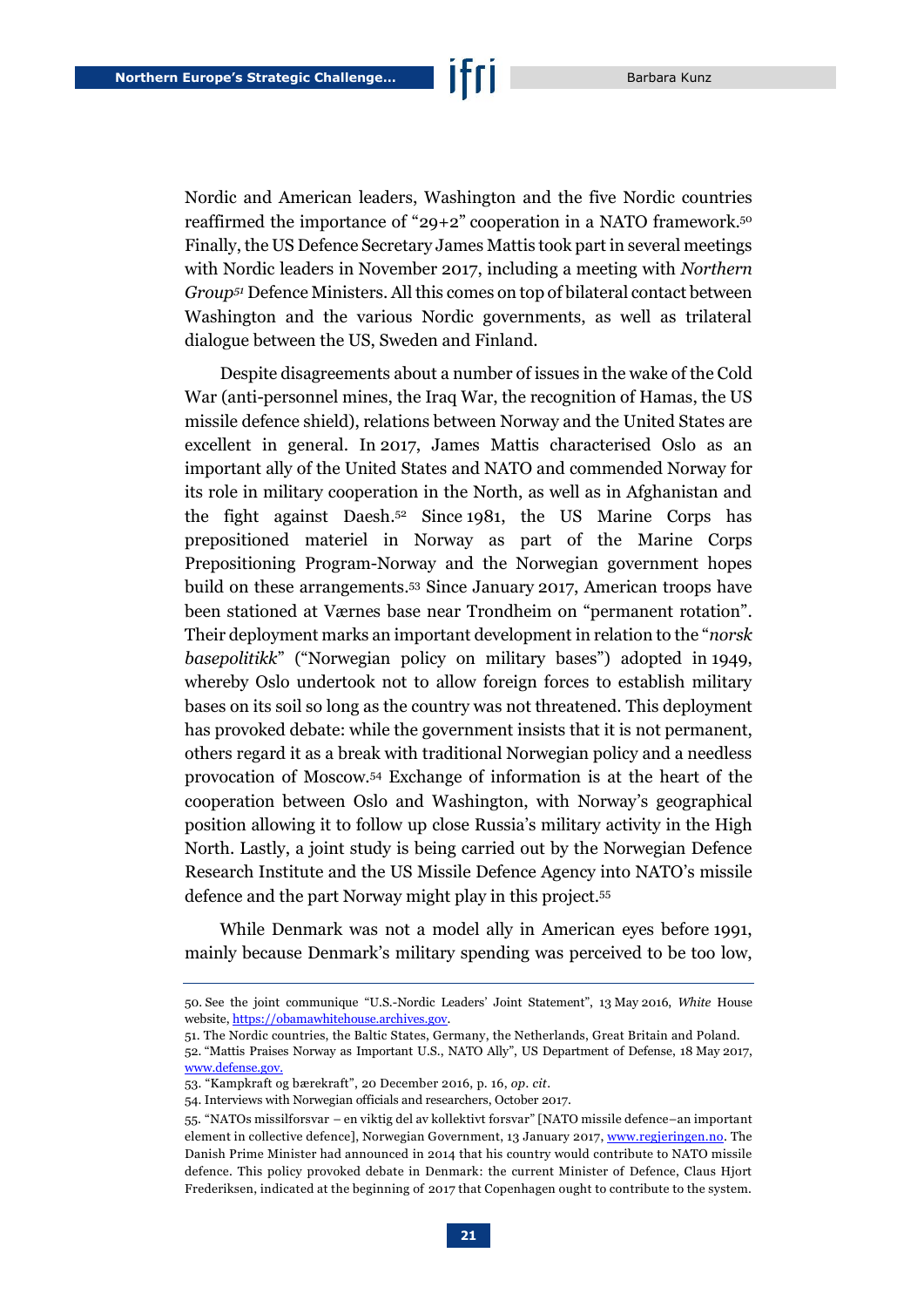Nordic and American leaders, Washington and the five Nordic countries reaffirmed the importance of "29+2" cooperation in a NATO framework.[50] Finally, the US Defence Secretary James Mattis took part in several meetings with Nordic leaders in November 2017, including a meeting with *Northern Group*[51] Defence Ministers. All this comes on top of bilateral contact between Washington and the various Nordic governments, as well as trilateral dialogue between the US, Sweden and Finland.

Despite disagreements about a number of issues in the wake of the Cold War (anti-personnel mines, the Iraq War, the recognition of Hamas, the US missile defence shield), relations between Norway and the United States are excellent in general. In 2017, James Mattis characterised Oslo as an important ally of the United States and NATO and commended Norway for its role in military cooperation in the North, as well as in Afghanistan and the fight against Daesh.[52] Since 1981, the US Marine Corps has prepositioned materiel in Norway as part of the Marine Corps Prepositioning Program-Norway and the Norwegian government hopes build on these arrangements.[53] Since January 2017, American troops have been stationed at Værnes base near Trondheim on "permanent rotation". Their deployment marks an important development in relation to the "*norsk basepolitikk*" ("Norwegian policy on military bases") adopted in 1949, whereby Oslo undertook not to allow foreign forces to establish military bases on its soil so long as the country was not threatened. This deployment has provoked debate: while the government insists that it is not permanent, others regard it as a break with traditional Norwegian policy and a needless provocation of Moscow.[54] Exchange of information is at the heart of the cooperation between Oslo and Washington, with Norway's geographical position allowing it to follow up close Russia's military activity in the High North. Lastly, a joint study is being carried out by the Norwegian Defence Research Institute and the US Missile Defence Agency into NATO's missile defence and the part Norway might play in this project.[55]

While Denmark was not a model ally in American eyes before 1991, mainly because Denmark's military spending was perceived to be too low,

---

50. See the joint communique "U.S.-Nordic Leaders' Joint Statement", 13 May 2016, *White* House website, https://obamawhitehouse.archives.gov.

51. The Nordic countries, the Baltic States, Germany, the Netherlands, Great Britain and Poland.

52. "Mattis Praises Norway as Important U.S., NATO Ally", US Department of Defense, 18 May 2017, www.defense.gov.

53. "Kampkraft og bærekraft", 20 December 2016, p. 16, *op. cit*.

54. Interviews with Norwegian officials and researchers, October 2017.

55. "NATOs missilforsvar – en viktig del av kollektivt forsvar" [NATO missile defence–an important element in collective defence], Norwegian Government, 13 January 2017, www.regjeringen.no. The Danish Prime Minister had announced in 2014 that his country would contribute to NATO missile defence. This policy provoked debate in Denmark: the current Minister of Defence, Claus Hjort Frederiksen, indicated at the beginning of 2017 that Copenhagen ought to contribute to the system.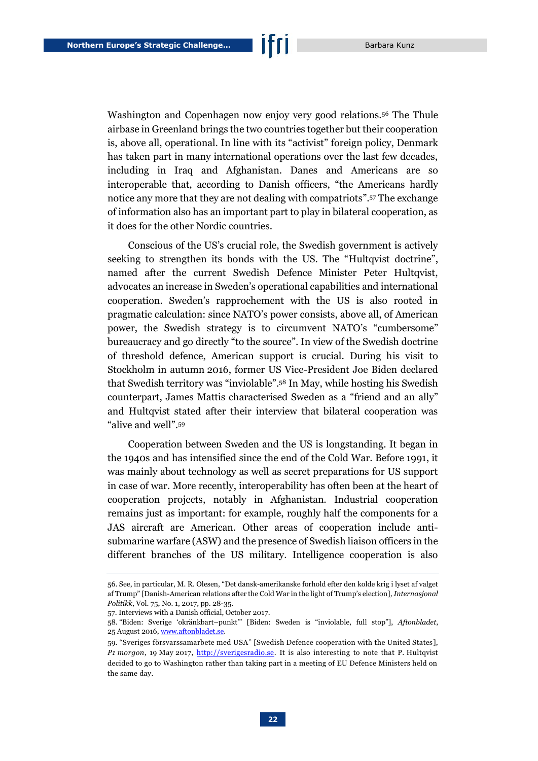Washington and Copenhagen now enjoy very good relations.[56] The Thule airbase in Greenland brings the two countries together but their cooperation is, above all, operational. In line with its "activist" foreign policy, Denmark has taken part in many international operations over the last few decades, including in Iraq and Afghanistan. Danes and Americans are so interoperable that, according to Danish officers, "the Americans hardly notice any more that they are not dealing with compatriots".[57] The exchange of information also has an important part to play in bilateral cooperation, as it does for the other Nordic countries.

Conscious of the US's crucial role, the Swedish government is actively seeking to strengthen its bonds with the US. The "Hultqvist doctrine", named after the current Swedish Defence Minister Peter Hultqvist, advocates an increase in Sweden's operational capabilities and international cooperation. Sweden's rapprochement with the US is also rooted in pragmatic calculation: since NATO's power consists, above all, of American power, the Swedish strategy is to circumvent NATO's "cumbersome" bureaucracy and go directly "to the source". In view of the Swedish doctrine of threshold defence, American support is crucial. During his visit to Stockholm in autumn 2016, former US Vice-President Joe Biden declared that Swedish territory was "inviolable".[58] In May, while hosting his Swedish counterpart, James Mattis characterised Sweden as a "friend and an ally" and Hultqvist stated after their interview that bilateral cooperation was "alive and well".[59]

Cooperation between Sweden and the US is longstanding. It began in the 1940s and has intensified since the end of the Cold War. Before 1991, it was mainly about technology as well as secret preparations for US support in case of war. More recently, interoperability has often been at the heart of cooperation projects, notably in Afghanistan. Industrial cooperation remains just as important: for example, roughly half the components for a JAS aircraft are American. Other areas of cooperation include anti-submarine warfare (ASW) and the presence of Swedish liaison officers in the different branches of the US military. Intelligence cooperation is also

---

56. See, in particular, M. R. Olesen, "Det dansk-amerikanske forhold efter den kolde krig i lyset af valget af Trump" [Danish-American relations after the Cold War in the light of Trump's election], *Internasjonal Politikk*, Vol. 75, No. 1, 2017, pp. 28-35.

57. Interviews with a Danish official, October 2017.

58. "Biden: Sverige 'okränkbart–punkt'" [Biden: Sweden is "inviolable, full stop"], *Aftonbladet*, 25 August 2016, www.aftonbladet.se.

59. "Sveriges försvarssamarbete med USA" [Swedish Defence cooperation with the United States], *P1 morgon*, 19 May 2017, http://sverigesradio.se. It is also interesting to note that P. Hultqvist decided to go to Washington rather than taking part in a meeting of EU Defence Ministers held on the same day.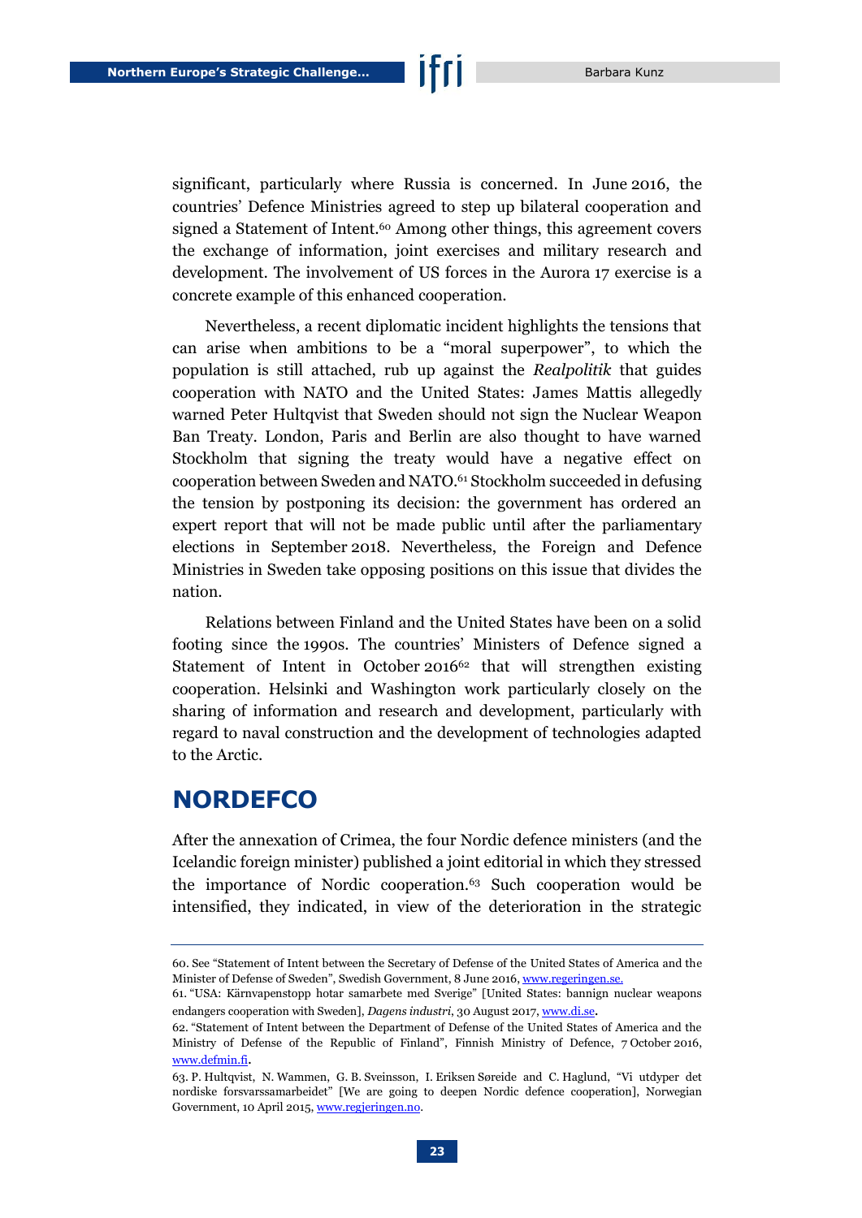significant, particularly where Russia is concerned. In June 2016, the countries' Defence Ministries agreed to step up bilateral cooperation and signed a Statement of Intent.[60] Among other things, this agreement covers the exchange of information, joint exercises and military research and development. The involvement of US forces in the Aurora 17 exercise is a concrete example of this enhanced cooperation.

Nevertheless, a recent diplomatic incident highlights the tensions that can arise when ambitions to be a "moral superpower", to which the population is still attached, rub up against the *Realpolitik* that guides cooperation with NATO and the United States: James Mattis allegedly warned Peter Hultqvist that Sweden should not sign the Nuclear Weapon Ban Treaty. London, Paris and Berlin are also thought to have warned Stockholm that signing the treaty would have a negative effect on cooperation between Sweden and NATO.[61] Stockholm succeeded in defusing the tension by postponing its decision: the government has ordered an expert report that will not be made public until after the parliamentary elections in September 2018. Nevertheless, the Foreign and Defence Ministries in Sweden take opposing positions on this issue that divides the nation.

Relations between Finland and the United States have been on a solid footing since the 1990s. The countries' Ministers of Defence signed a Statement of Intent in October 2016[62] that will strengthen existing cooperation. Helsinki and Washington work particularly closely on the sharing of information and research and development, particularly with regard to naval construction and the development of technologies adapted to the Arctic.

## NORDEFCO

After the annexation of Crimea, the four Nordic defence ministers (and the Icelandic foreign minister) published a joint editorial in which they stressed the importance of Nordic cooperation.[63] Such cooperation would be intensified, they indicated, in view of the deterioration in the strategic

---

60. See "Statement of Intent between the Secretary of Defense of the United States of America and the Minister of Defense of Sweden", Swedish Government, 8 June 2016, www.regeringen.se.

61. "USA: Kärnvapenstopp hotar samarbete med Sverige" [United States: bannign nuclear weapons endangers cooperation with Sweden], *Dagens industri*, 30 August 2017, www.di.se.

62. "Statement of Intent between the Department of Defense of the United States of America and the Ministry of Defense of the Republic of Finland", Finnish Ministry of Defence, 7 October 2016, www.defmin.fi.

63. P. Hultqvist, N. Wammen, G. B. Sveinsson, I. Eriksen Søreide and C. Haglund, "Vi utdyper det nordiske forsvarssamarbeidet" [We are going to deepen Nordic defence cooperation], Norwegian Government, 10 April 2015, www.regjeringen.no.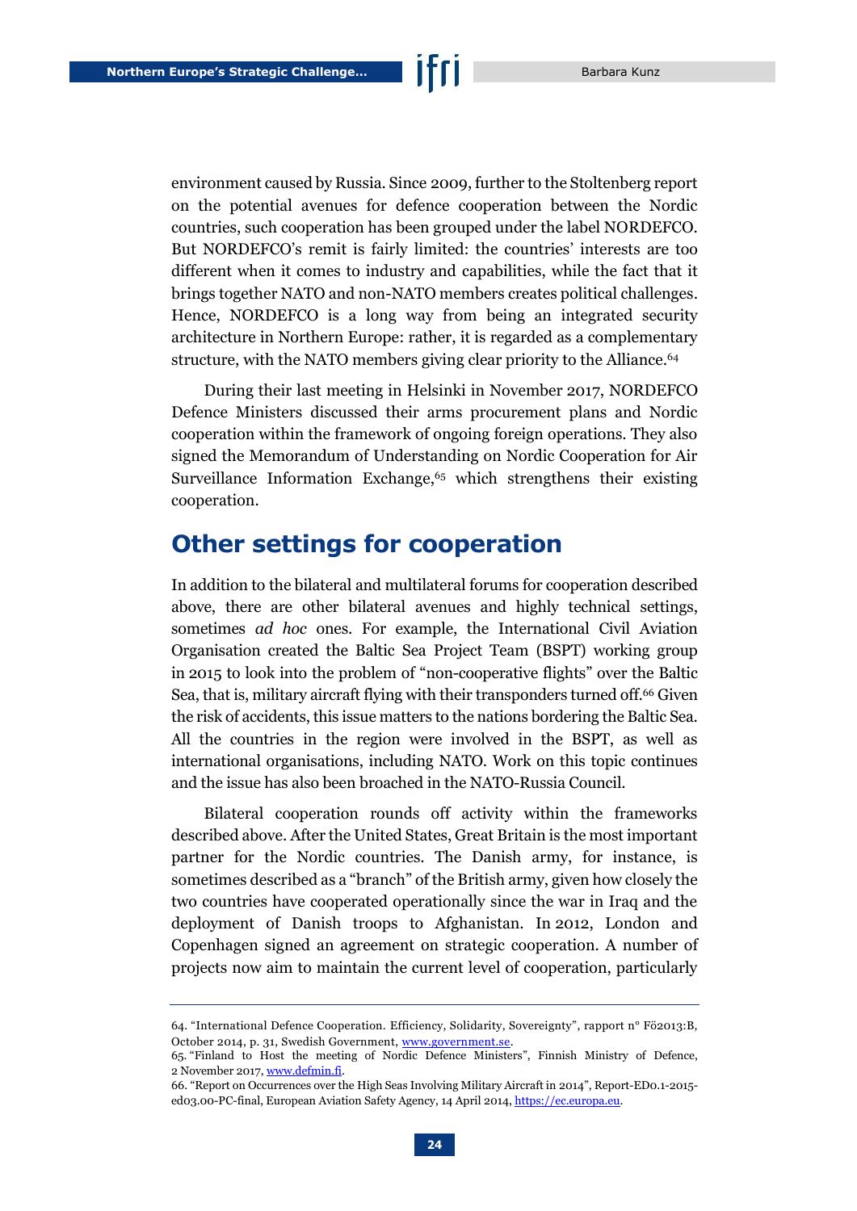environment caused by Russia. Since 2009, further to the Stoltenberg report on the potential avenues for defence cooperation between the Nordic countries, such cooperation has been grouped under the label NORDEFCO. But NORDEFCO's remit is fairly limited: the countries' interests are too different when it comes to industry and capabilities, while the fact that it brings together NATO and non-NATO members creates political challenges. Hence, NORDEFCO is a long way from being an integrated security architecture in Northern Europe: rather, it is regarded as a complementary structure, with the NATO members giving clear priority to the Alliance.[64]

During their last meeting in Helsinki in November 2017, NORDEFCO Defence Ministers discussed their arms procurement plans and Nordic cooperation within the framework of ongoing foreign operations. They also signed the Memorandum of Understanding on Nordic Cooperation for Air Surveillance Information Exchange,[65] which strengthens their existing cooperation.

## Other settings for cooperation

In addition to the bilateral and multilateral forums for cooperation described above, there are other bilateral avenues and highly technical settings, sometimes *ad hoc* ones. For example, the International Civil Aviation Organisation created the Baltic Sea Project Team (BSPT) working group in 2015 to look into the problem of "non-cooperative flights" over the Baltic Sea, that is, military aircraft flying with their transponders turned off.[66] Given the risk of accidents, this issue matters to the nations bordering the Baltic Sea. All the countries in the region were involved in the BSPT, as well as international organisations, including NATO. Work on this topic continues and the issue has also been broached in the NATO-Russia Council.

Bilateral cooperation rounds off activity within the frameworks described above. After the United States, Great Britain is the most important partner for the Nordic countries. The Danish army, for instance, is sometimes described as a "branch" of the British army, given how closely the two countries have cooperated operationally since the war in Iraq and the deployment of Danish troops to Afghanistan. In 2012, London and Copenhagen signed an agreement on strategic cooperation. A number of projects now aim to maintain the current level of cooperation, particularly

---

64. "International Defence Cooperation. Efficiency, Solidarity, Sovereignty", rapport n° Fö2013:B, October 2014, p. 31, Swedish Government, www.government.se.

65. "Finland to Host the meeting of Nordic Defence Ministers", Finnish Ministry of Defence, 2 November 2017, www.defmin.fi.

66. "Report on Occurrences over the High Seas Involving Military Aircraft in 2014", Report-ED0.1-2015-ed03.00-PC-final, European Aviation Safety Agency, 14 April 2014, https://ec.europa.eu.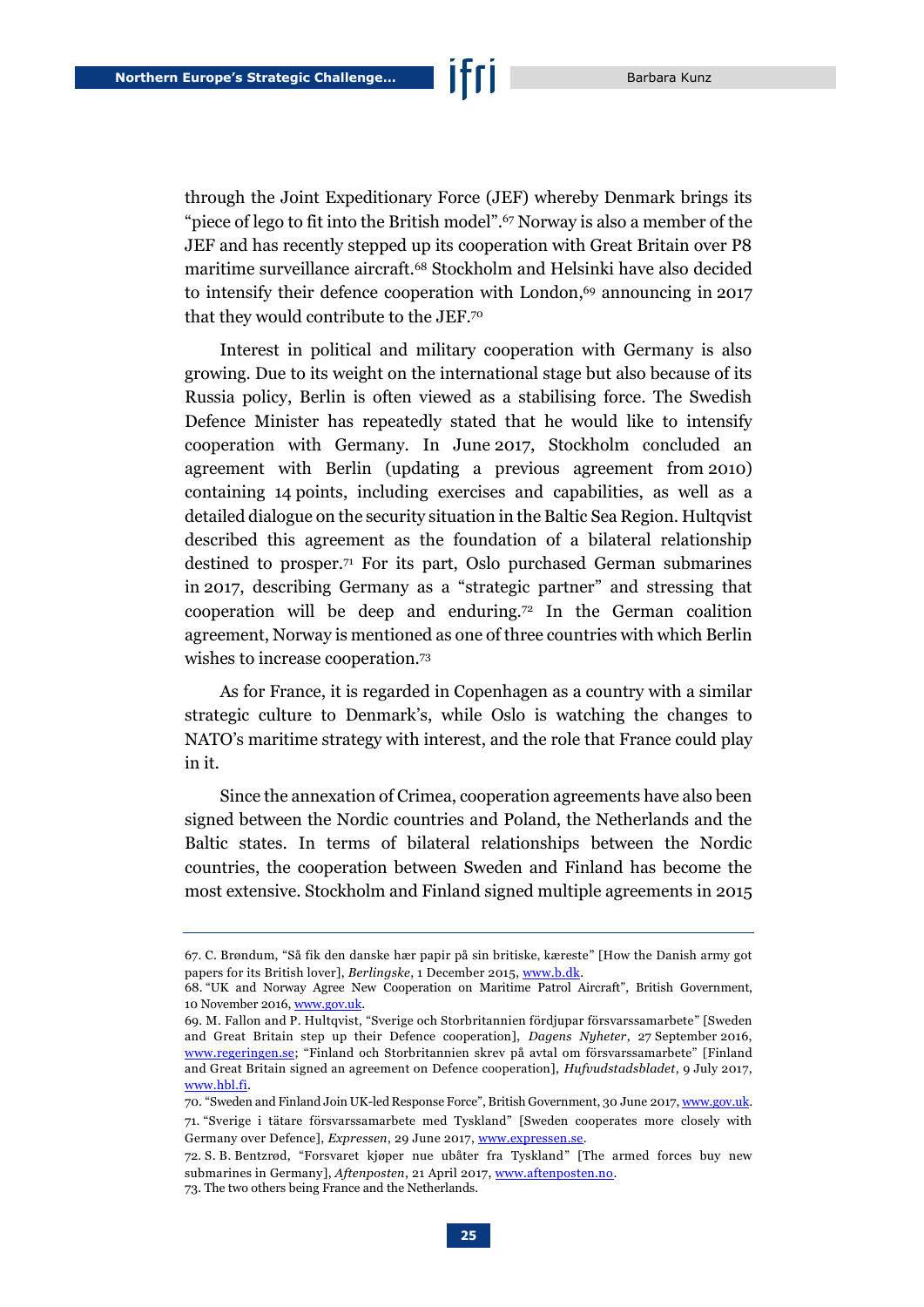through the Joint Expeditionary Force (JEF) whereby Denmark brings its "piece of lego to fit into the British model".[67] Norway is also a member of the JEF and has recently stepped up its cooperation with Great Britain over P8 maritime surveillance aircraft.[68] Stockholm and Helsinki have also decided to intensify their defence cooperation with London,[69] announcing in 2017 that they would contribute to the JEF.[70]

Interest in political and military cooperation with Germany is also growing. Due to its weight on the international stage but also because of its Russia policy, Berlin is often viewed as a stabilising force. The Swedish Defence Minister has repeatedly stated that he would like to intensify cooperation with Germany. In June 2017, Stockholm concluded an agreement with Berlin (updating a previous agreement from 2010) containing 14 points, including exercises and capabilities, as well as a detailed dialogue on the security situation in the Baltic Sea Region. Hultqvist described this agreement as the foundation of a bilateral relationship destined to prosper.[71] For its part, Oslo purchased German submarines in 2017, describing Germany as a "strategic partner" and stressing that cooperation will be deep and enduring.[72] In the German coalition agreement, Norway is mentioned as one of three countries with which Berlin wishes to increase cooperation.[73]

As for France, it is regarded in Copenhagen as a country with a similar strategic culture to Denmark's, while Oslo is watching the changes to NATO's maritime strategy with interest, and the role that France could play in it.

Since the annexation of Crimea, cooperation agreements have also been signed between the Nordic countries and Poland, the Netherlands and the Baltic states. In terms of bilateral relationships between the Nordic countries, the cooperation between Sweden and Finland has become the most extensive. Stockholm and Finland signed multiple agreements in 2015

---

67. C. Brøndum, "Så fik den danske hær papir på sin britiske, kæreste" [How the Danish army got papers for its British lover], *Berlingske*, 1 December 2015, www.b.dk.

68. "UK and Norway Agree New Cooperation on Maritime Patrol Aircraft", British Government, 10 November 2016, www.gov.uk.

69. M. Fallon and P. Hultqvist, "Sverige och Storbritannien fördjupar försvarssamarbete" [Sweden and Great Britain step up their Defence cooperation], *Dagens Nyheter*, 27 September 2016, www.regeringen.se; "Finland och Storbritannien skrev på avtal om försvarssamarbete" [Finland and Great Britain signed an agreement on Defence cooperation], *Hufvudstadsbladet*, 9 July 2017, www.hbl.fi.

70. "Sweden and Finland Join UK-led Response Force", British Government, 30 June 2017, www.gov.uk.

71. "Sverige i tätare försvarssamarbete med Tyskland" [Sweden cooperates more closely with Germany over Defence], *Expressen*, 29 June 2017, www.expressen.se.

72. S. B. Bentzrød, "Forsvaret kjøper nue ubåter fra Tyskland" [The armed forces buy new submarines in Germany], *Aftenposten*, 21 April 2017, www.aftenposten.no.

73. The two others being France and the Netherlands.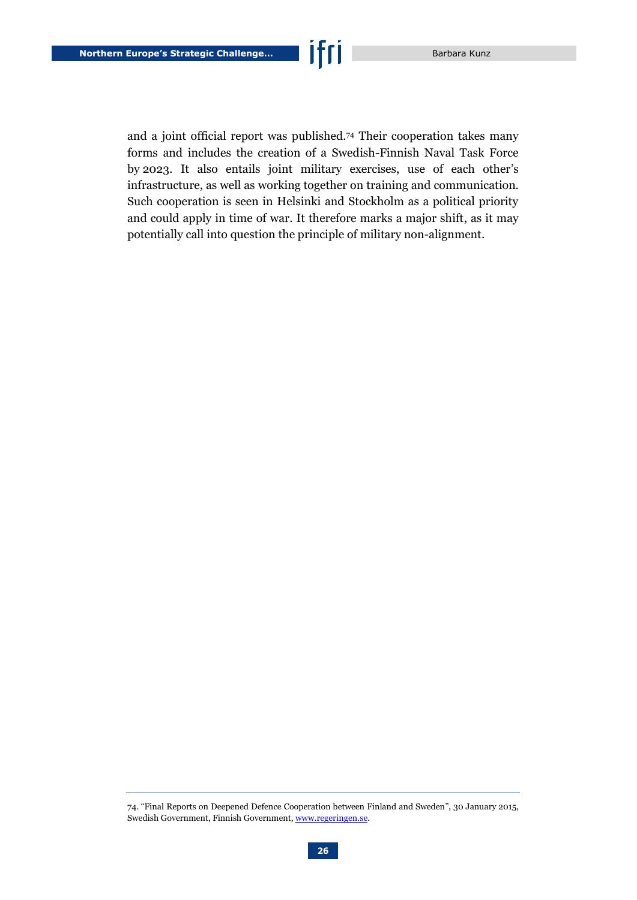and a joint official report was published.[74] Their cooperation takes many forms and includes the creation of a Swedish-Finnish Naval Task Force by 2023. It also entails joint military exercises, use of each other's infrastructure, as well as working together on training and communication. Such cooperation is seen in Helsinki and Stockholm as a political priority and could apply in time of war. It therefore marks a major shift, as it may potentially call into question the principle of military non-alignment.

---

74. "Final Reports on Deepened Defence Cooperation between Finland and Sweden", 30 January 2015, Swedish Government, Finnish Government, [www.regeringen.se](http://www.regeringen.se).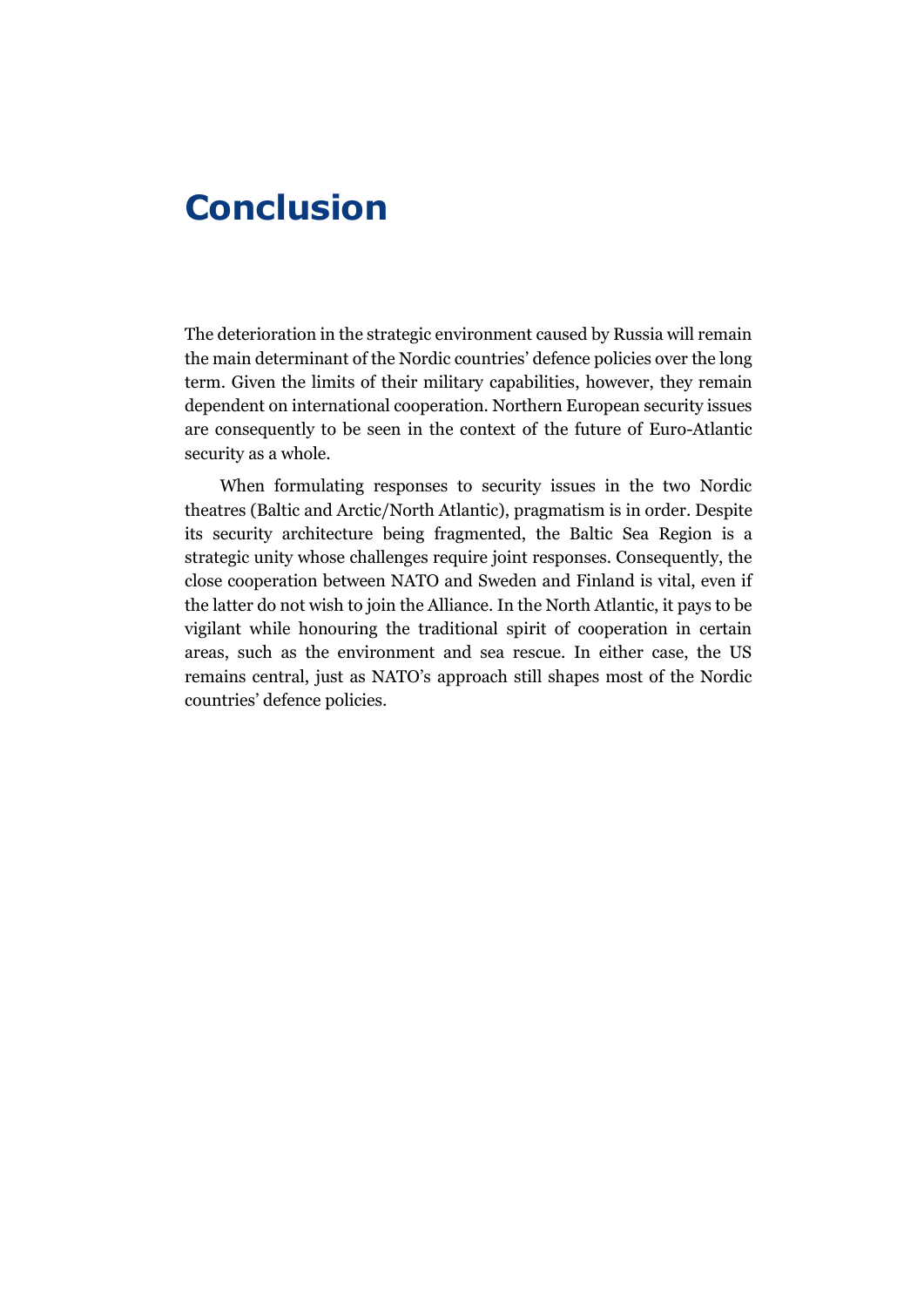# Conclusion

The deterioration in the strategic environment caused by Russia will remain the main determinant of the Nordic countries' defence policies over the long term. Given the limits of their military capabilities, however, they remain dependent on international cooperation. Northern European security issues are consequently to be seen in the context of the future of Euro-Atlantic security as a whole.

When formulating responses to security issues in the two Nordic theatres (Baltic and Arctic/North Atlantic), pragmatism is in order. Despite its security architecture being fragmented, the Baltic Sea Region is a strategic unity whose challenges require joint responses. Consequently, the close cooperation between NATO and Sweden and Finland is vital, even if the latter do not wish to join the Alliance. In the North Atlantic, it pays to be vigilant while honouring the traditional spirit of cooperation in certain areas, such as the environment and sea rescue. In either case, the US remains central, just as NATO's approach still shapes most of the Nordic countries' defence policies.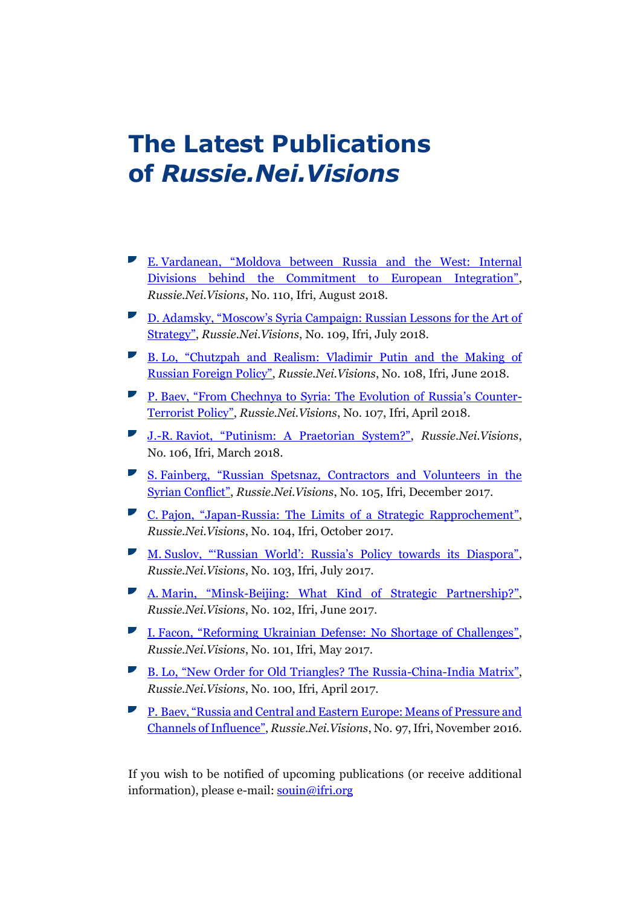# The Latest Publications of *Russie.Nei.Visions*

- E. Vardanean, "Moldova between Russia and the West: Internal Divisions behind the Commitment to European Integration", *Russie.Nei.Visions*, No. 110, Ifri, August 2018.
- D. Adamsky, "Moscow's Syria Campaign: Russian Lessons for the Art of Strategy", *Russie.Nei.Visions*, No. 109, Ifri, July 2018.
- B. Lo, "Chutzpah and Realism: Vladimir Putin and the Making of Russian Foreign Policy", *Russie.Nei.Visions*, No. 108, Ifri, June 2018.
- P. Baev, "From Chechnya to Syria: The Evolution of Russia's Counter-Terrorist Policy", *Russie.Nei.Visions*, No. 107, Ifri, April 2018.
- J.-R. Raviot, "Putinism: A Praetorian System?", *Russie.Nei.Visions*, No. 106, Ifri, March 2018.
- S. Fainberg, "Russian Spetsnaz, Contractors and Volunteers in the Syrian Conflict", *Russie.Nei.Visions*, No. 105, Ifri, December 2017.
- C. Pajon, "Japan-Russia: The Limits of a Strategic Rapprochement", *Russie.Nei.Visions*, No. 104, Ifri, October 2017.
- M. Suslov, "'Russian World': Russia's Policy towards its Diaspora", *Russie.Nei.Visions*, No. 103, Ifri, July 2017.
- A. Marin, "Minsk-Beijing: What Kind of Strategic Partnership?", *Russie.Nei.Visions*, No. 102, Ifri, June 2017.
- I. Facon, "Reforming Ukrainian Defense: No Shortage of Challenges", *Russie.Nei.Visions*, No. 101, Ifri, May 2017.
- B. Lo, "New Order for Old Triangles? The Russia-China-India Matrix", *Russie.Nei.Visions*, No. 100, Ifri, April 2017.
- P. Baev, "Russia and Central and Eastern Europe: Means of Pressure and Channels of Influence", *Russie.Nei.Visions*, No. 97, Ifri, November 2016.

If you wish to be notified of upcoming publications (or receive additional information), please e-mail: souin@ifri.org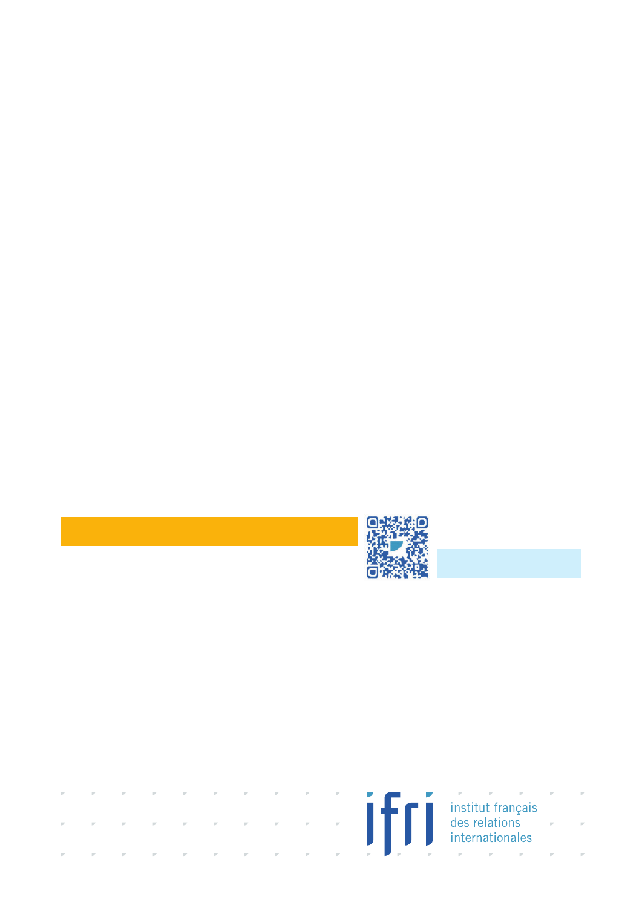institut français
des relations
internationales